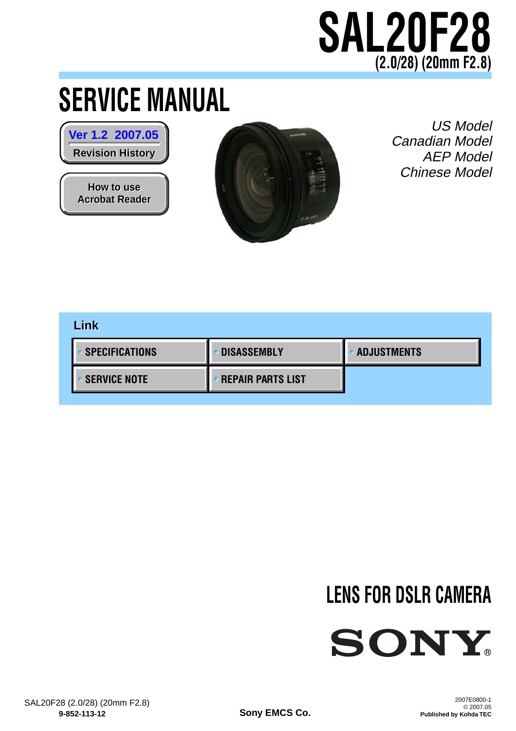# SAL20F28

## (2.0/28) (20mm F2.8)

# SERVICE MANUAL

**Ver 1.2 2007.05**

**Revision History**

**How to use Acrobat Reader**

*US Model*
*Canadian Model*
*AEP Model*
*Chinese Model*

**Link**

| | | |
|---|---|---|
| SPECIFICATIONS | DISASSEMBLY | ADJUSTMENTS |
| SERVICE NOTE | REPAIR PARTS LIST | |

## LENS FOR DSLR CAMERA

SONY®

SAL20F28 (2.0/28) (20mm F2.8)
**9-852-113-12**

**Sony EMCS Co.**

2007E0800-1
© 2007.05
**Published by Kohda TEC**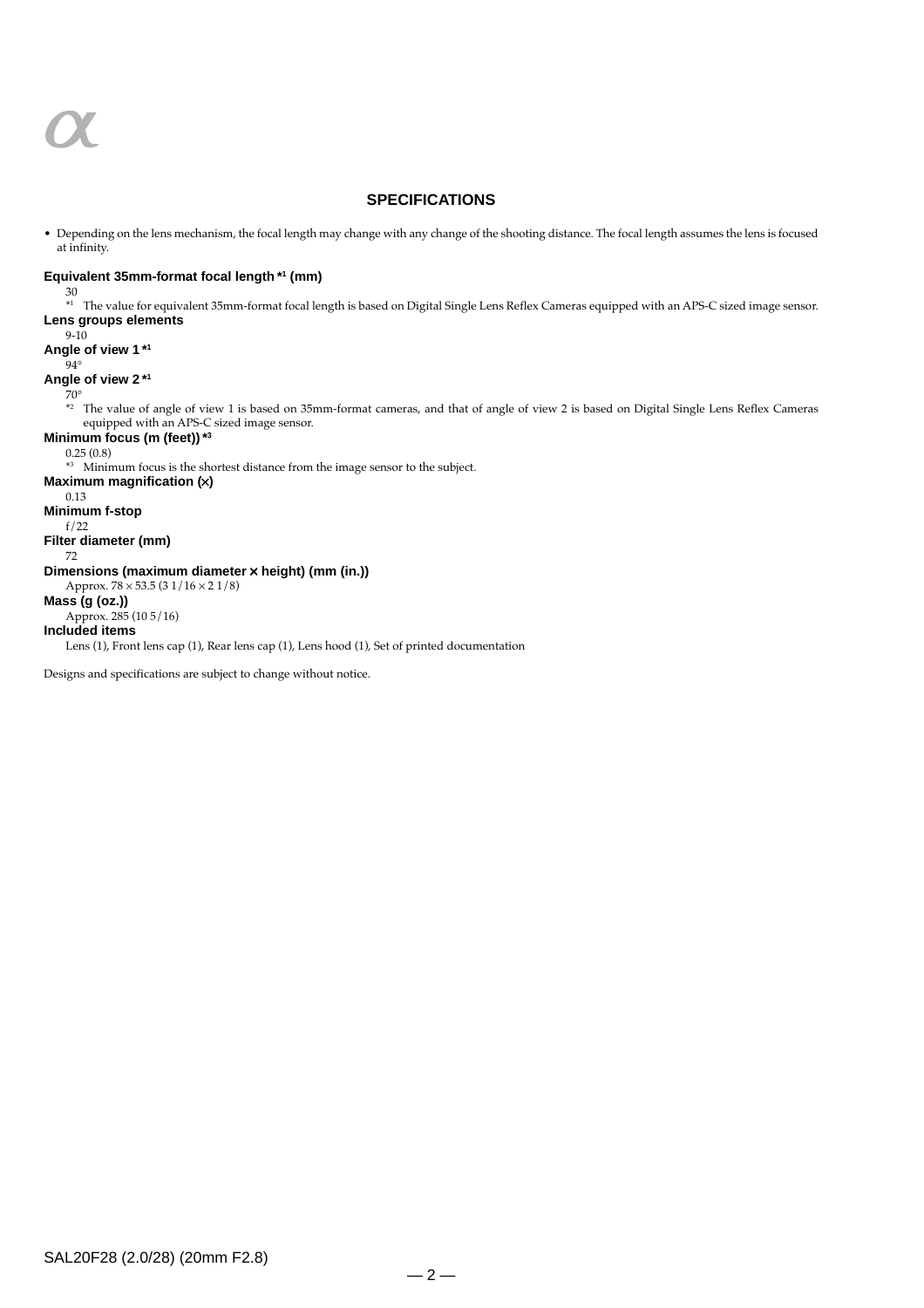## SPECIFICATIONS

- Depending on the lens mechanism, the focal length may change with any change of the shooting distance. The focal length assumes the lens is focused at infinity.

**Equivalent 35mm-format focal length \*[1] (mm)**

30

\*[1] The value for equivalent 35mm-format focal length is based on Digital Single Lens Reflex Cameras equipped with an APS-C sized image sensor.

**Lens groups elements**

9-10

**Angle of view 1 \*[1]**

94°

**Angle of view 2 \*[1]**

70°

\*[2] The value of angle of view 1 is based on 35mm-format cameras, and that of angle of view 2 is based on Digital Single Lens Reflex Cameras equipped with an APS-C sized image sensor.

**Minimum focus (m (feet)) \*[3]**

0.25 (0.8)

\*[3] Minimum focus is the shortest distance from the image sensor to the subject.

**Maximum magnification (×)**

0.13

**Minimum f-stop**

f/22

**Filter diameter (mm)**

72

**Dimensions (maximum diameter × height) (mm (in.))**

Approx. 78 × 53.5 (3 1/16 × 2 1/8)

**Mass (g (oz.))**

Approx. 285 (10 5/16)

**Included items**

Lens (1), Front lens cap (1), Rear lens cap (1), Lens hood (1), Set of printed documentation

Designs and specifications are subject to change without notice.

SAL20F28 (2.0/28) (20mm F2.8)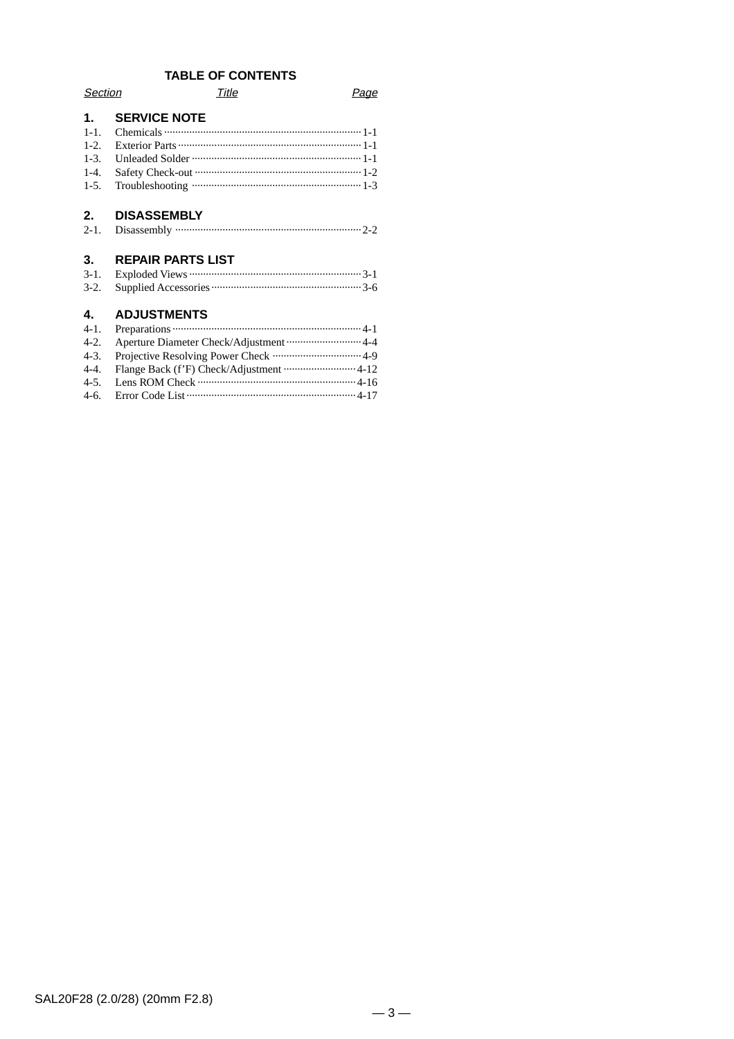# TABLE OF CONTENTS

| Section | Title | Page |
|---|---|---|
| **1.** | **SERVICE NOTE** | |
| 1-1. | Chemicals | 1-1 |
| 1-2. | Exterior Parts | 1-1 |
| 1-3. | Unleaded Solder | 1-1 |
| 1-4. | Safety Check-out | 1-2 |
| 1-5. | Troubleshooting | 1-3 |
| **2.** | **DISASSEMBLY** | |
| 2-1. | Disassembly | 2-2 |
| **3.** | **REPAIR PARTS LIST** | |
| 3-1. | Exploded Views | 3-1 |
| 3-2. | Supplied Accessories | 3-6 |
| **4.** | **ADJUSTMENTS** | |
| 4-1. | Preparations | 4-1 |
| 4-2. | Aperture Diameter Check/Adjustment | 4-4 |
| 4-3. | Projective Resolving Power Check | 4-9 |
| 4-4. | Flange Back (f’F) Check/Adjustment | 4-12 |
| 4-5. | Lens ROM Check | 4-16 |
| 4-6. | Error Code List | 4-17 |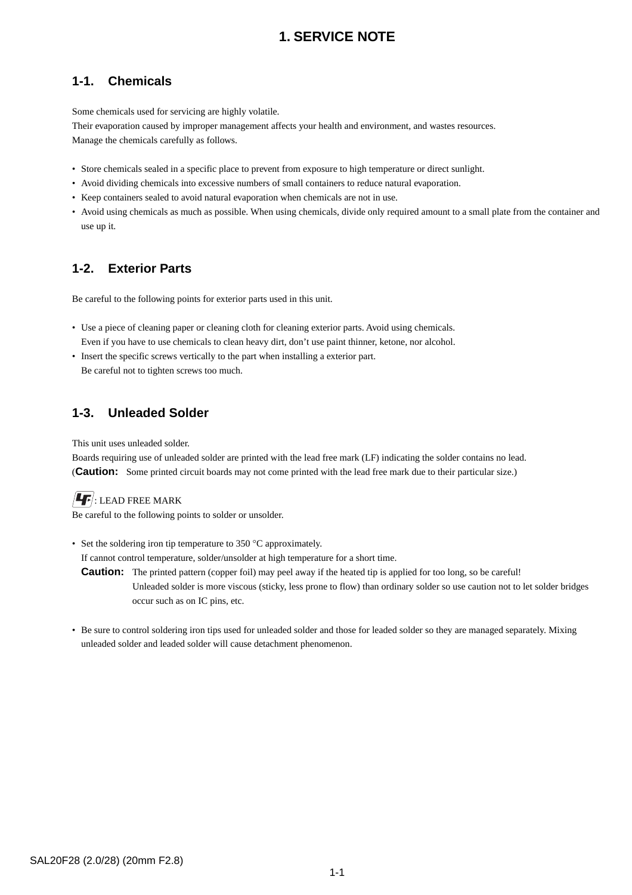# 1. SERVICE NOTE

## 1-1. Chemicals

Some chemicals used for servicing are highly volatile.
Their evaporation caused by improper management affects your health and environment, and wastes resources.
Manage the chemicals carefully as follows.

- Store chemicals sealed in a specific place to prevent from exposure to high temperature or direct sunlight.
- Avoid dividing chemicals into excessive numbers of small containers to reduce natural evaporation.
- Keep containers sealed to avoid natural evaporation when chemicals are not in use.
- Avoid using chemicals as much as possible. When using chemicals, divide only required amount to a small plate from the container and use up it.

## 1-2. Exterior Parts

Be careful to the following points for exterior parts used in this unit.

- Use a piece of cleaning paper or cleaning cloth for cleaning exterior parts. Avoid using chemicals.
  Even if you have to use chemicals to clean heavy dirt, don’t use paint thinner, ketone, nor alcohol.
- Insert the specific screws vertically to the part when installing a exterior part.
  Be careful not to tighten screws too much.

## 1-3. Unleaded Solder

This unit uses unleaded solder.
Boards requiring use of unleaded solder are printed with the lead free mark (LF) indicating the solder contains no lead.
(**Caution:** Some printed circuit boards may not come printed with the lead free mark due to their particular size.)

LF : LEAD FREE MARK
Be careful to the following points to solder or unsolder.

- Set the soldering iron tip temperature to 350 °C approximately.
  If cannot control temperature, solder/unsolder at high temperature for a short time.
  **Caution:** The printed pattern (copper foil) may peel away if the heated tip is applied for too long, so be careful!
  Unleaded solder is more viscous (sticky, less prone to flow) than ordinary solder so use caution not to let solder bridges occur such as on IC pins, etc.

- Be sure to control soldering iron tips used for unleaded solder and those for leaded solder so they are managed separately. Mixing unleaded solder and leaded solder will cause detachment phenomenon.

SAL20F28 (2.0/28) (20mm F2.8)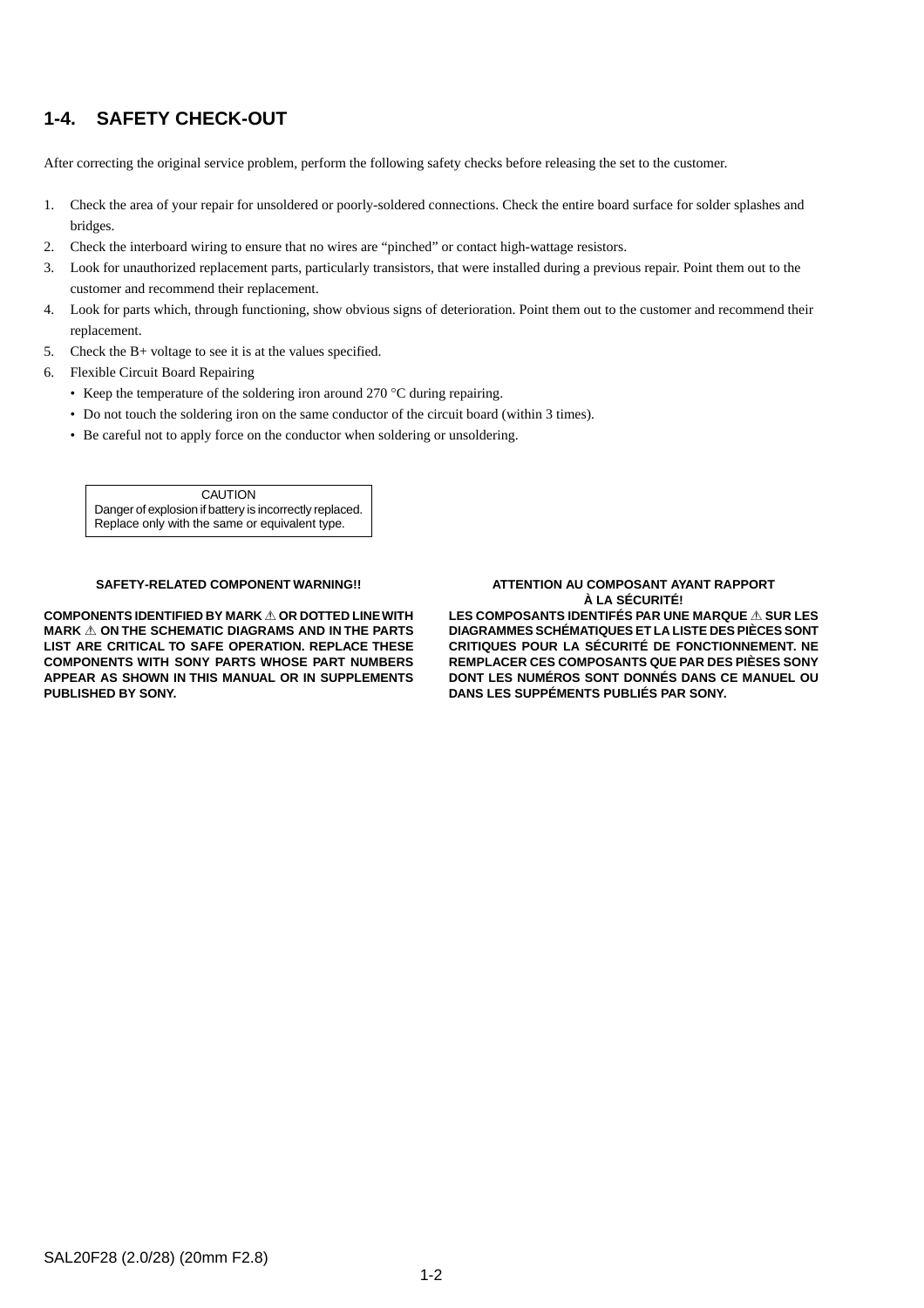## 1-4. SAFETY CHECK-OUT

After correcting the original service problem, perform the following safety checks before releasing the set to the customer.

1. Check the area of your repair for unsoldered or poorly-soldered connections. Check the entire board surface for solder splashes and bridges.
2. Check the interboard wiring to ensure that no wires are “pinched” or contact high-wattage resistors.
3. Look for unauthorized replacement parts, particularly transistors, that were installed during a previous repair. Point them out to the customer and recommend their replacement.
4. Look for parts which, through functioning, show obvious signs of deterioration. Point them out to the customer and recommend their replacement.
5. Check the B+ voltage to see it is at the values specified.
6. Flexible Circuit Board Repairing
   - Keep the temperature of the soldering iron around 270 °C during repairing.
   - Do not touch the soldering iron on the same conductor of the circuit board (within 3 times).
   - Be careful not to apply force on the conductor when soldering or unsoldering.

> CAUTION
> Danger of explosion if battery is incorrectly replaced.
> Replace only with the same or equivalent type.

**SAFETY-RELATED COMPONENT WARNING!!**

**COMPONENTS IDENTIFIED BY MARK ⚠ OR DOTTED LINE WITH MARK ⚠ ON THE SCHEMATIC DIAGRAMS AND IN THE PARTS LIST ARE CRITICAL TO SAFE OPERATION. REPLACE THESE COMPONENTS WITH SONY PARTS WHOSE PART NUMBERS APPEAR AS SHOWN IN THIS MANUAL OR IN SUPPLEMENTS PUBLISHED BY SONY.**

**ATTENTION AU COMPOSANT AYANT RAPPORT À LA SÉCURITÉ!**

**LES COMPOSANTS IDENTIFÉS PAR UNE MARQUE ⚠ SUR LES DIAGRAMMES SCHÉMATIQUES ET LA LISTE DES PIÈCES SONT CRITIQUES POUR LA SÉCURITÉ DE FONCTIONNEMENT. NE REMPLACER CES COMPOSANTS QUE PAR DES PIÈSES SONY DONT LES NUMÉROS SONT DONNÉS DANS CE MANUEL OU DANS LES SUPPÉMENTS PUBLIÉS PAR SONY.**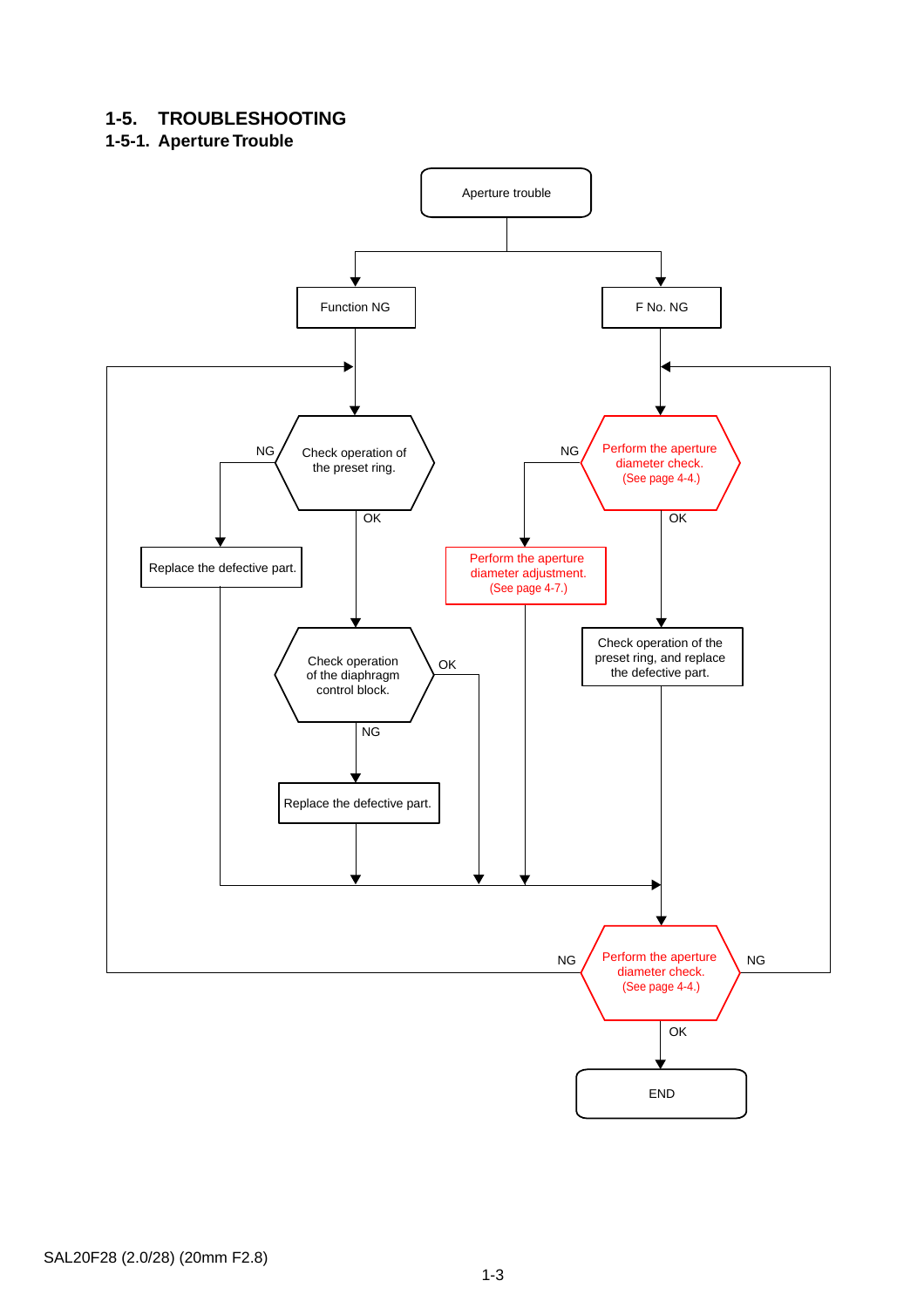## 1-5. TROUBLESHOOTING

### 1-5-1. Aperture Trouble

Aperture trouble

Function NG

F No. NG

Check operation of the preset ring.

NG

OK

Replace the defective part.

Check operation of the diaphragm control block.

OK

NG

Replace the defective part.

Perform the aperture diameter check. (See page 4-4.)

NG

OK

Perform the aperture diameter adjustment. (See page 4-7.)

Check operation of the preset ring, and replace the defective part.

Perform the aperture diameter check. (See page 4-4.)

NG

NG

OK

END

SAL20F28 (2.0/28) (20mm F2.8)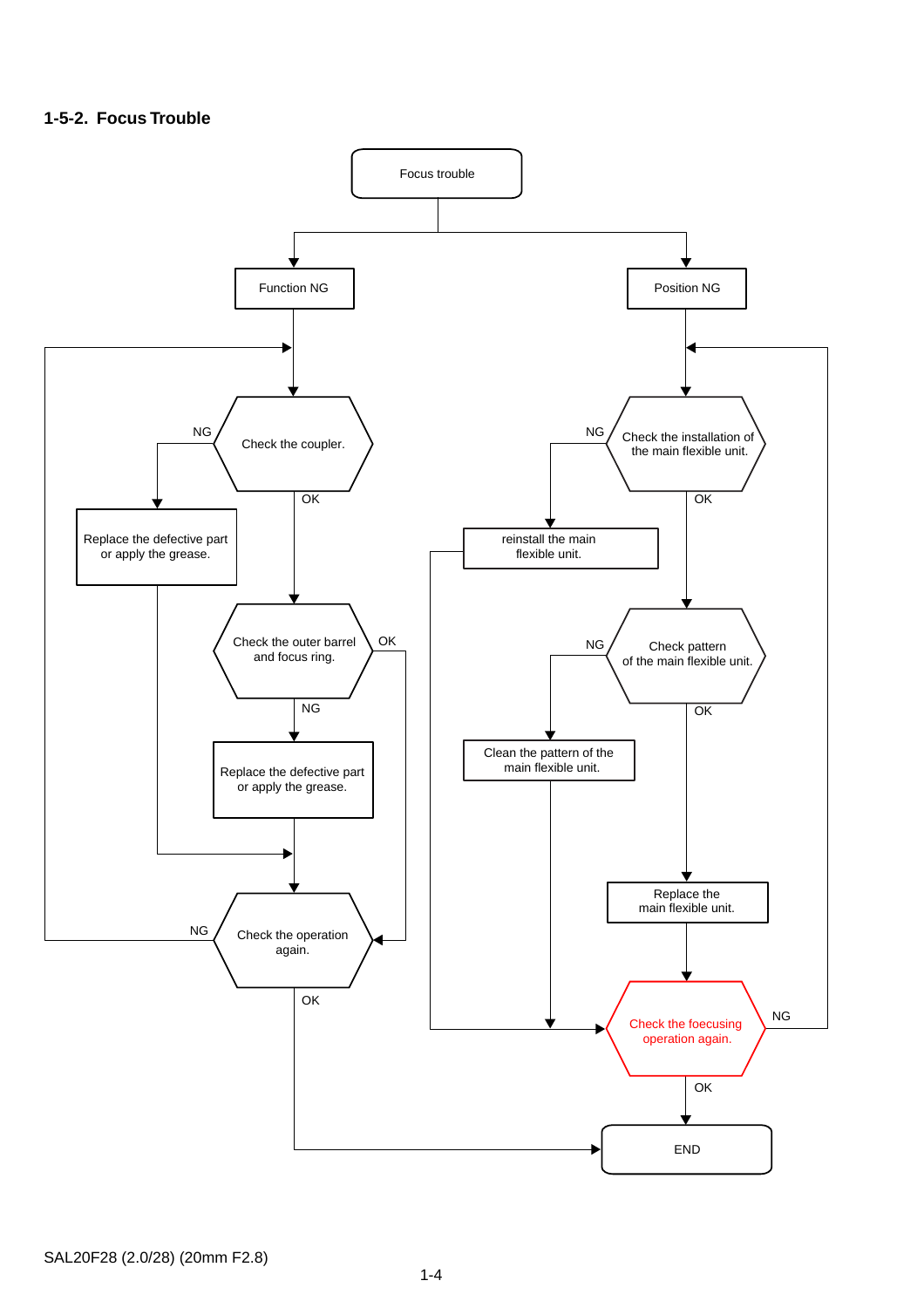## 1-5-2. Focus Trouble

Focus trouble

- Function NG
  - Check the coupler.
    - NG → Replace the defective part or apply the grease. → Check the operation again.
    - OK → Check the outer barrel and focus ring.
      - NG → Replace the defective part or apply the grease. → Check the operation again.
      - OK → Check the operation again.
  - Check the operation again.
    - NG → (return to Check the coupler.)
    - OK → END
- Position NG
  - Check the installation of the main flexible unit.
    - NG → reinstall the main flexible unit. → Check the foecusing operation again.
    - OK → Check pattern of the main flexible unit.
      - NG → Clean the pattern of the main flexible unit. → Check the foecusing operation again.
      - OK → Replace the main flexible unit. → Check the foecusing operation again.
  - Check the foecusing operation again.
    - NG → (return to Check the installation of the main flexible unit.)
    - OK → END

SAL20F28 (2.0/28) (20mm F2.8)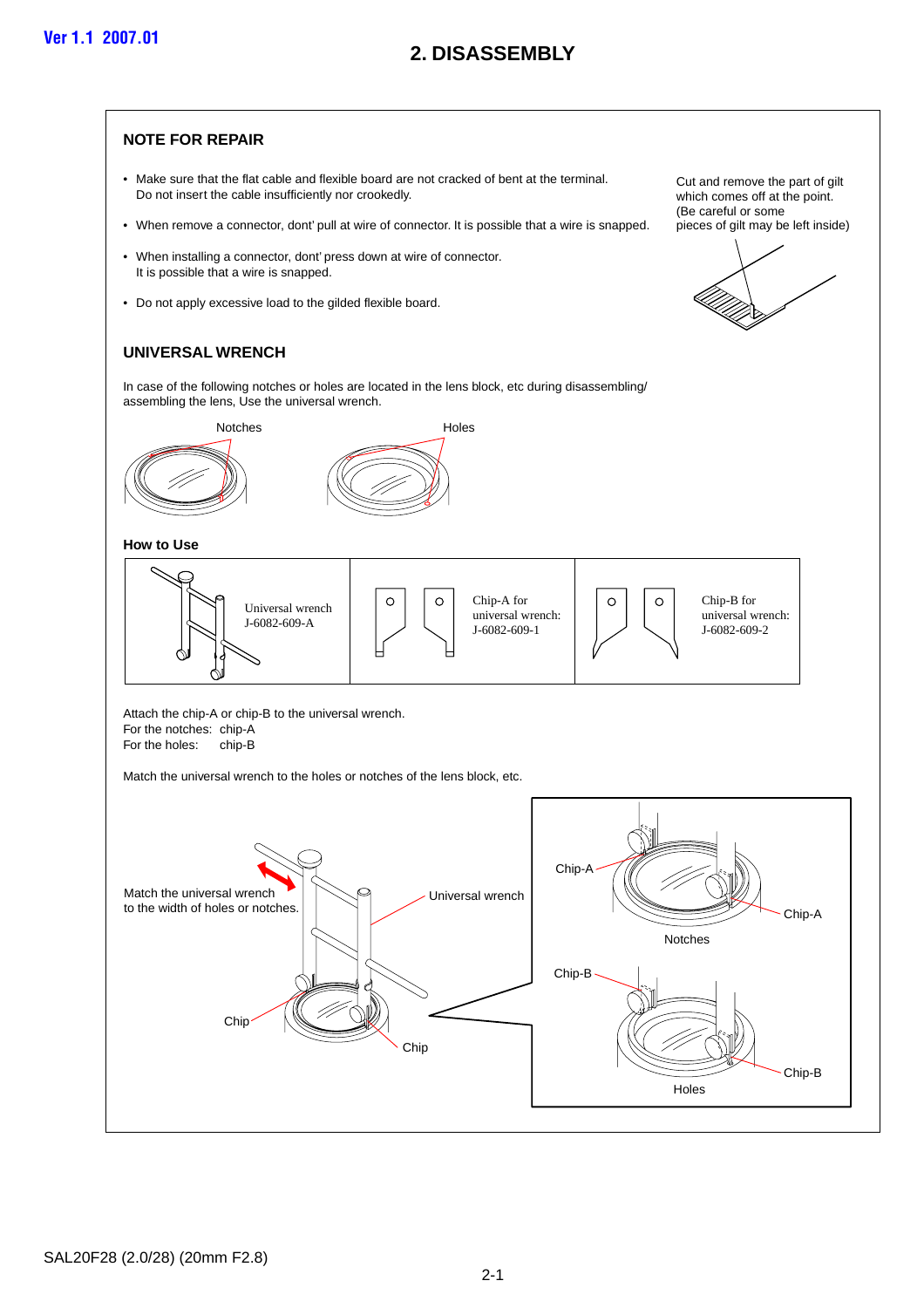# 2. DISASSEMBLY

## NOTE FOR REPAIR

- Make sure that the flat cable and flexible board are not cracked of bent at the terminal. Do not insert the cable insufficiently nor crookedly.
- When remove a connector, dont' pull at wire of connector. It is possible that a wire is snapped.
- When installing a connector, dont' press down at wire of connector. It is possible that a wire is snapped.
- Do not apply excessive load to the gilded flexible board.

Cut and remove the part of gilt which comes off at the point. (Be careful or some pieces of gilt may be left inside)

## UNIVERSAL WRENCH

In case of the following notches or holes are located in the lens block, etc during disassembling/assembling the lens, Use the universal wrench.

Notches    Holes

### How to Use

| Universal wrench J-6082-609-A | Chip-A for universal wrench: J-6082-609-1 | Chip-B for universal wrench: J-6082-609-2 |
|---|---|---|

Attach the chip-A or chip-B to the universal wrench.
For the notches: chip-A
For the holes: chip-B

Match the universal wrench to the holes or notches of the lens block, etc.

Match the universal wrench to the width of holes or notches.

Universal wrench

Chip

Chip

Chip-A

Chip-A

Notches

Chip-B

Chip-B

Holes

SAL20F28 (2.0/28) (20mm F2.8)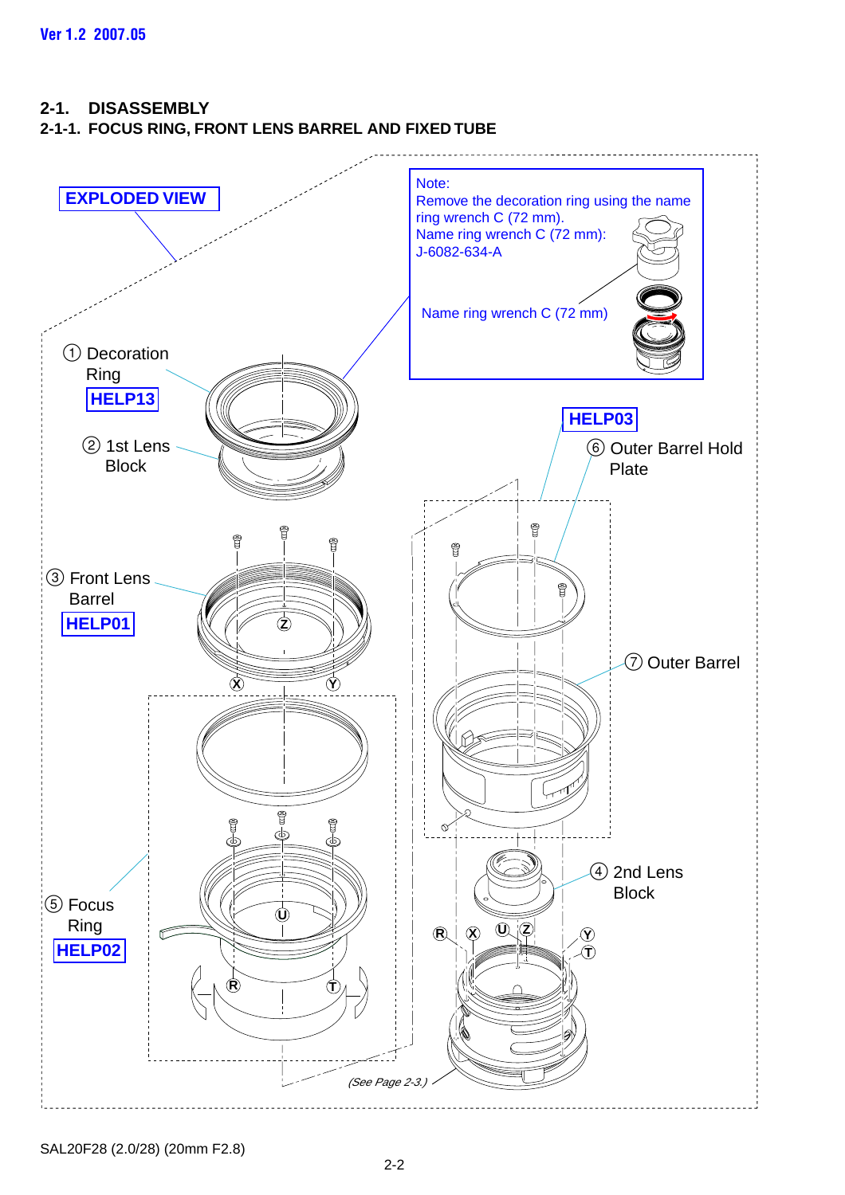## 2-1. DISASSEMBLY

### 2-1-1. FOCUS RING, FRONT LENS BARREL AND FIXED TUBE

**EXPLODED VIEW**

Note:
Remove the decoration ring using the name ring wrench C (72 mm).
Name ring wrench C (72 mm): J-6082-634-A

Name ring wrench C (72 mm)

① Decoration Ring HELP13

② 1st Lens Block

③ Front Lens Barrel HELP01

④ 2nd Lens Block

⑤ Focus Ring HELP02

⑥ Outer Barrel Hold Plate HELP03

⑦ Outer Barrel

(See Page 2-3.)

SAL20F28 (2.0/28) (20mm F2.8)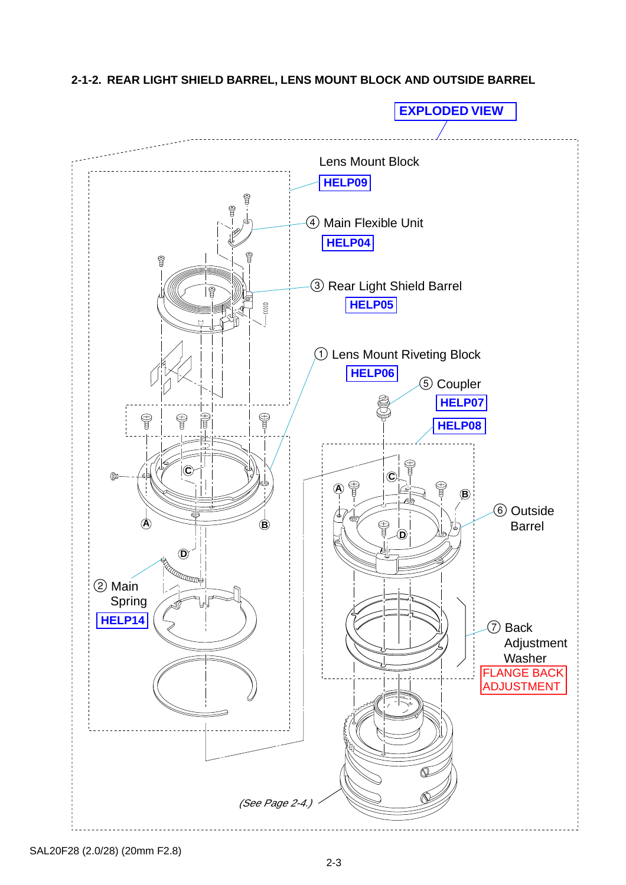## 2-1-2. REAR LIGHT SHIELD BARREL, LENS MOUNT BLOCK AND OUTSIDE BARREL

EXPLODED VIEW

Lens Mount Block
HELP09

④ Main Flexible Unit
HELP04

③ Rear Light Shield Barrel
HELP05

① Lens Mount Riveting Block
HELP06

⑤ Coupler
HELP07

HELP08

⑥ Outside Barrel

② Main Spring
HELP14

⑦ Back Adjustment Washer
FLANGE BACK ADJUSTMENT

A B C D

(See Page 2-4.)

SAL20F28 (2.0/28) (20mm F2.8)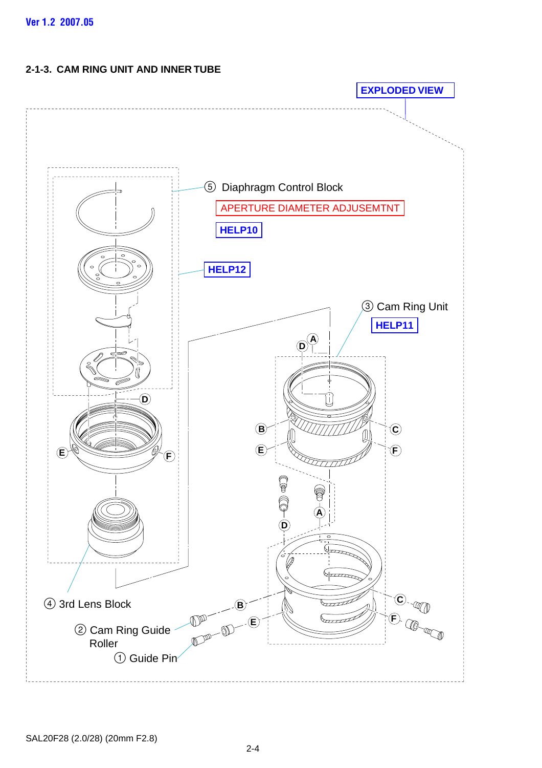## 2-1-3. CAM RING UNIT AND INNER TUBE

EXPLODED VIEW

⑤ Diaphragm Control Block

APERTURE DIAMETER ADJUSEMTNT

HELP10

HELP12

③ Cam Ring Unit

HELP11

④ 3rd Lens Block

② Cam Ring Guide Roller

① Guide Pin

SAL20F28 (2.0/28) (20mm F2.8)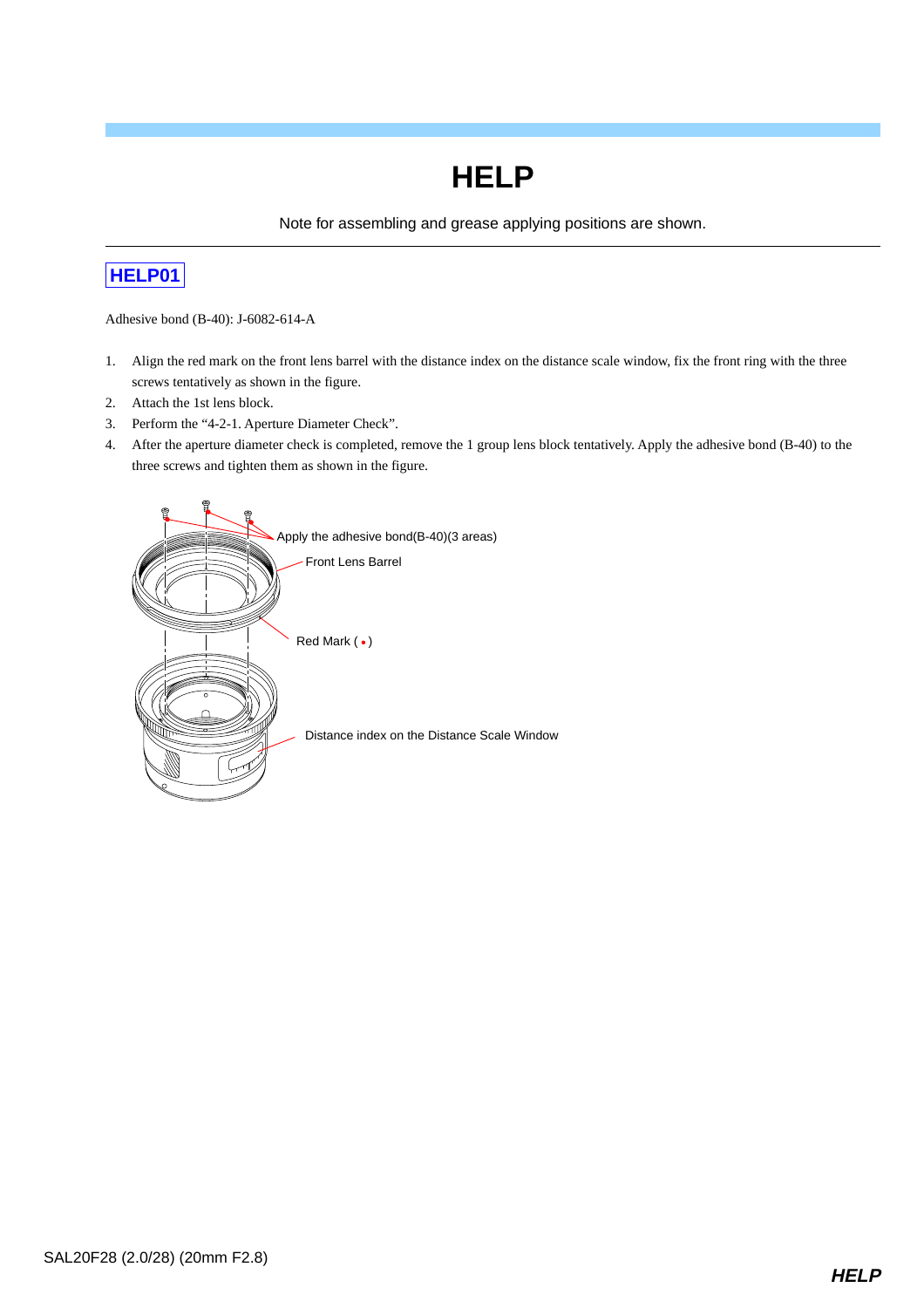# HELP

Note for assembling and grease applying positions are shown.

## HELP01

Adhesive bond (B-40): J-6082-614-A

1. Align the red mark on the front lens barrel with the distance index on the distance scale window, fix the front ring with the three screws tentatively as shown in the figure.
2. Attach the 1st lens block.
3. Perform the “4-2-1. Aperture Diameter Check”.
4. After the aperture diameter check is completed, remove the 1 group lens block tentatively. Apply the adhesive bond (B-40) to the three screws and tighten them as shown in the figure.

Apply the adhesive bond(B-40)(3 areas)

Front Lens Barrel

Red Mark ( • )

Distance index on the Distance Scale Window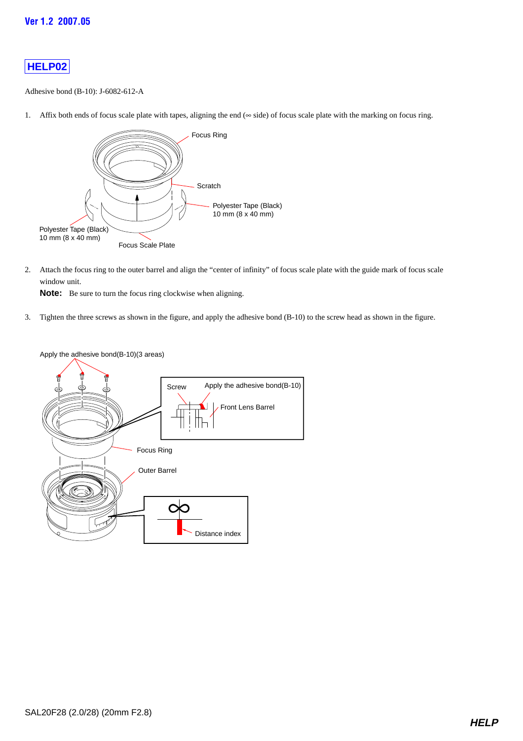# HELP02

Adhesive bond (B-10): J-6082-612-A

1. Affix both ends of focus scale plate with tapes, aligning the end (∞ side) of focus scale plate with the marking on focus ring.

Focus Ring
Scratch
Polyester Tape (Black) 10 mm (8 x 40 mm)
Polyester Tape (Black) 10 mm (8 x 40 mm)
Focus Scale Plate

2. Attach the focus ring to the outer barrel and align the "center of infinity" of focus scale plate with the guide mark of focus scale window unit.

   **Note:** Be sure to turn the focus ring clockwise when aligning.

3. Tighten the three screws as shown in the figure, and apply the adhesive bond (B-10) to the screw head as shown in the figure.

Apply the adhesive bond(B-10)(3 areas)
Screw
Apply the adhesive bond(B-10)
Front Lens Barrel
Focus Ring
Outer Barrel
∞
Distance index

SAL20F28 (2.0/28) (20mm F2.8)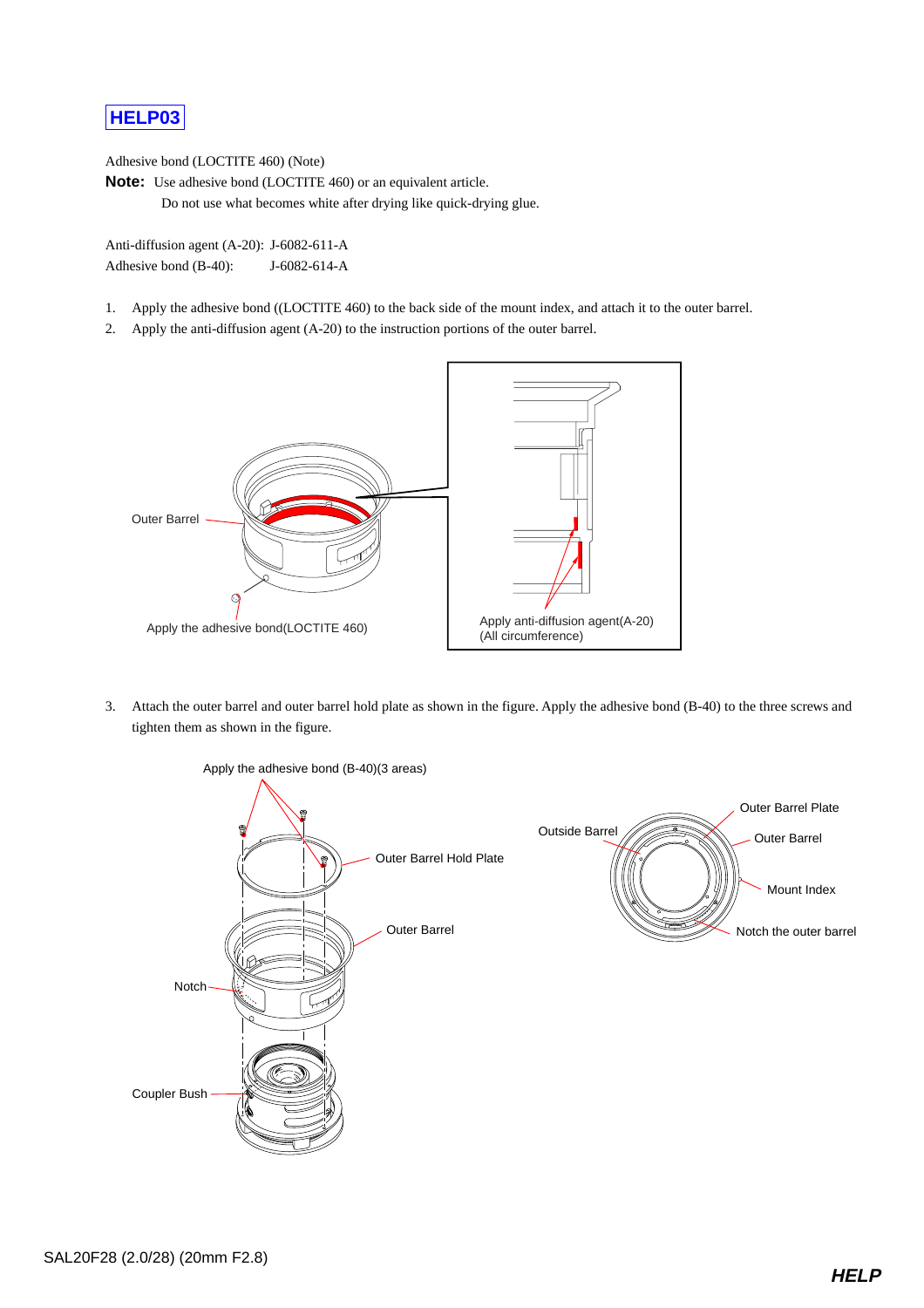# HELP03

Adhesive bond (LOCTITE 460) (Note)

**Note:** Use adhesive bond (LOCTITE 460) or an equivalent article.
Do not use what becomes white after drying like quick-drying glue.

Anti-diffusion agent (A-20): J-6082-611-A
Adhesive bond (B-40): J-6082-614-A

1. Apply the adhesive bond ((LOCTITE 460) to the back side of the mount index, and attach it to the outer barrel.
2. Apply the anti-diffusion agent (A-20) to the instruction portions of the outer barrel.

Outer Barrel

Apply the adhesive bond(LOCTITE 460)

Apply anti-diffusion agent(A-20)
(All circumference)

3. Attach the outer barrel and outer barrel hold plate as shown in the figure. Apply the adhesive bond (B-40) to the three screws and tighten them as shown in the figure.

Apply the adhesive bond (B-40)(3 areas)

Outer Barrel Hold Plate

Outer Barrel

Notch

Coupler Bush

Outside Barrel

Outer Barrel Plate

Outer Barrel

Mount Index

Notch the outer barrel

SAL20F28 (2.0/28) (20mm F2.8)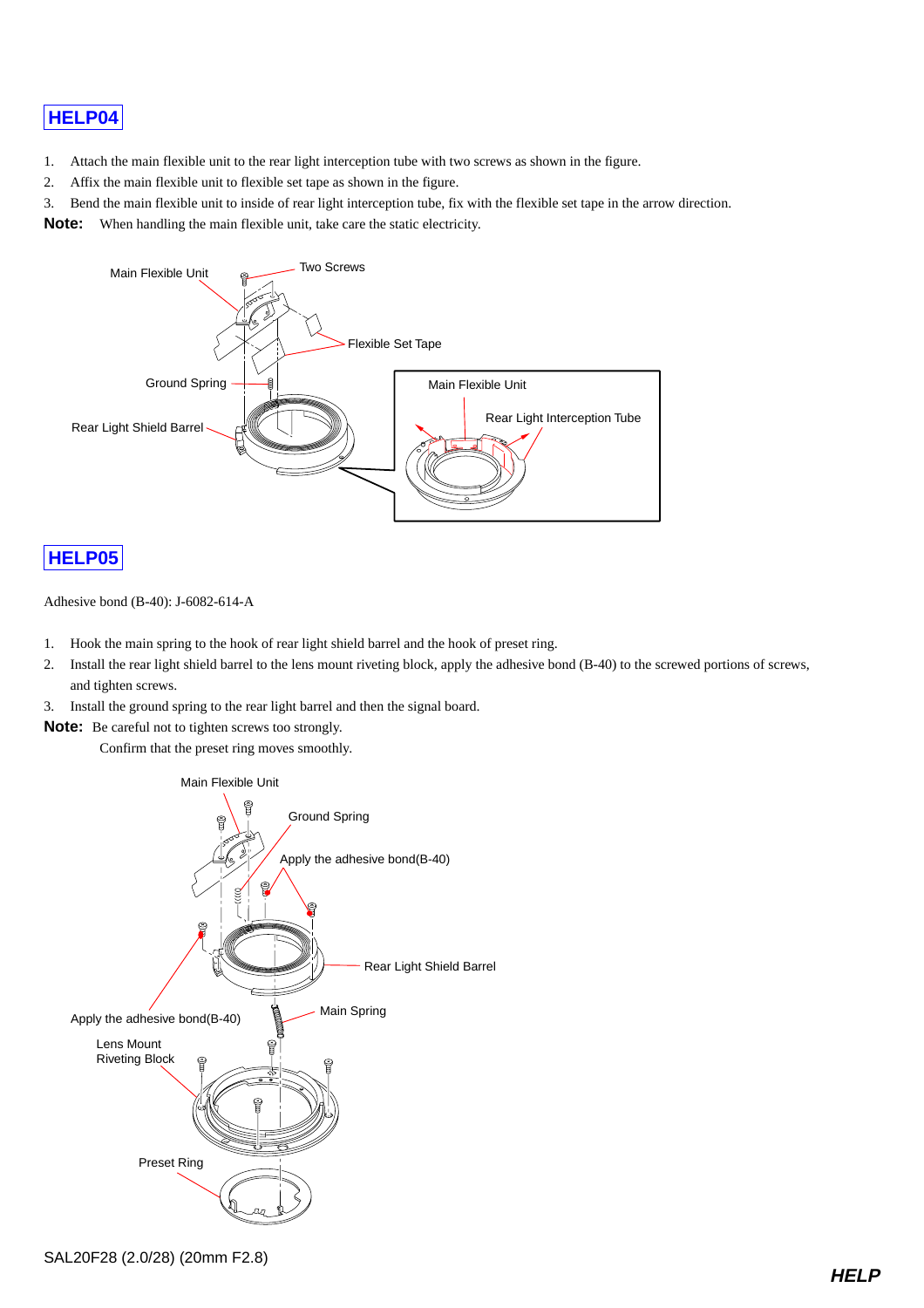## HELP04

1. Attach the main flexible unit to the rear light interception tube with two screws as shown in the figure.
2. Affix the main flexible unit to flexible set tape as shown in the figure.
3. Bend the main flexible unit to inside of rear light interception tube, fix with the flexible set tape in the arrow direction.

**Note:** When handling the main flexible unit, take care the static electricity.

Main Flexible Unit
Two Screws
Flexible Set Tape
Ground Spring
Rear Light Shield Barrel
Main Flexible Unit
Rear Light Interception Tube

## HELP05

Adhesive bond (B-40): J-6082-614-A

1. Hook the main spring to the hook of rear light shield barrel and the hook of preset ring.
2. Install the rear light shield barrel to the lens mount riveting block, apply the adhesive bond (B-40) to the screwed portions of screws, and tighten screws.
3. Install the ground spring to the rear light barrel and then the signal board.

**Note:** Be careful not to tighten screws too strongly.
Confirm that the preset ring moves smoothly.

Main Flexible Unit
Ground Spring
Apply the adhesive bond(B-40)
Rear Light Shield Barrel
Apply the adhesive bond(B-40)
Main Spring
Lens Mount Riveting Block
Preset Ring

SAL20F28 (2.0/28) (20mm F2.8)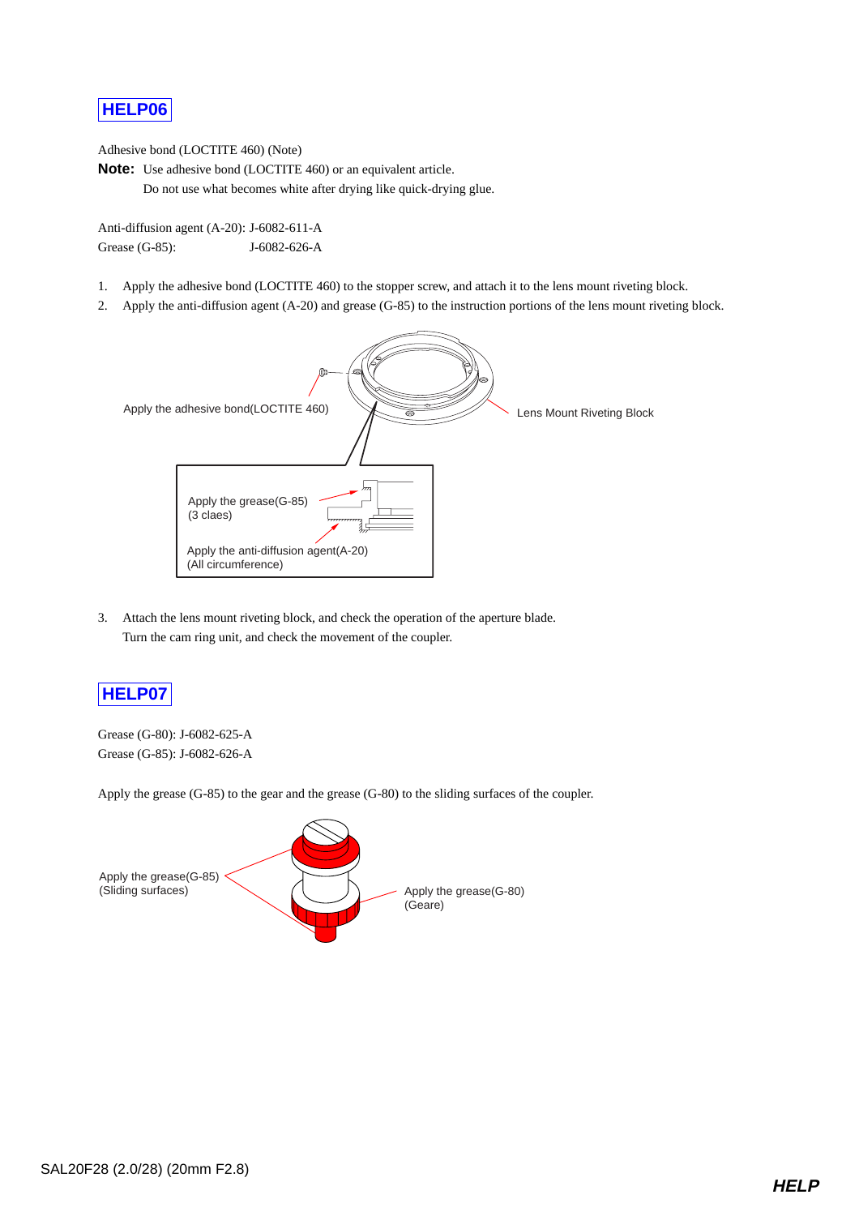## HELP06

Adhesive bond (LOCTITE 460) (Note)

**Note:** Use adhesive bond (LOCTITE 460) or an equivalent article.
Do not use what becomes white after drying like quick-drying glue.

Anti-diffusion agent (A-20): J-6082-611-A
Grease (G-85): J-6082-626-A

1. Apply the adhesive bond (LOCTITE 460) to the stopper screw, and attach it to the lens mount riveting block.
2. Apply the anti-diffusion agent (A-20) and grease (G-85) to the instruction portions of the lens mount riveting block.

Apply the adhesive bond(LOCTITE 460)

Lens Mount Riveting Block

Apply the grease(G-85)
(3 claes)

Apply the anti-diffusion agent(A-20)
(All circumference)

3. Attach the lens mount riveting block, and check the operation of the aperture blade.
   Turn the cam ring unit, and check the movement of the coupler.

## HELP07

Grease (G-80): J-6082-625-A
Grease (G-85): J-6082-626-A

Apply the grease (G-85) to the gear and the grease (G-80) to the sliding surfaces of the coupler.

Apply the grease(G-85)
(Sliding surfaces)

Apply the grease(G-80)
(Geare)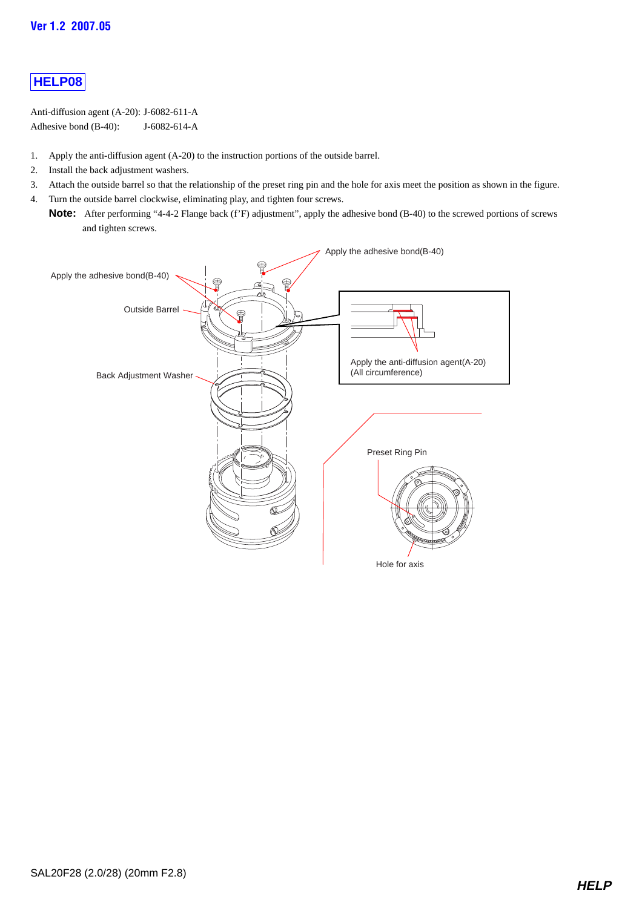Ver 1.2 2007.05

## HELP08

Anti-diffusion agent (A-20): J-6082-611-A
Adhesive bond (B-40): J-6082-614-A

1. Apply the anti-diffusion agent (A-20) to the instruction portions of the outside barrel.
2. Install the back adjustment washers.
3. Attach the outside barrel so that the relationship of the preset ring pin and the hole for axis meet the position as shown in the figure.
4. Turn the outside barrel clockwise, eliminating play, and tighten four screws.

**Note:** After performing “4-4-2 Flange back (f’F) adjustment”, apply the adhesive bond (B-40) to the screwed portions of screws and tighten screws.

Apply the adhesive bond(B-40)

Apply the adhesive bond(B-40)

Outside Barrel

Back Adjustment Washer

Apply the anti-diffusion agent(A-20)
(All circumference)

Preset Ring Pin

Hole for axis

SAL20F28 (2.0/28) (20mm F2.8)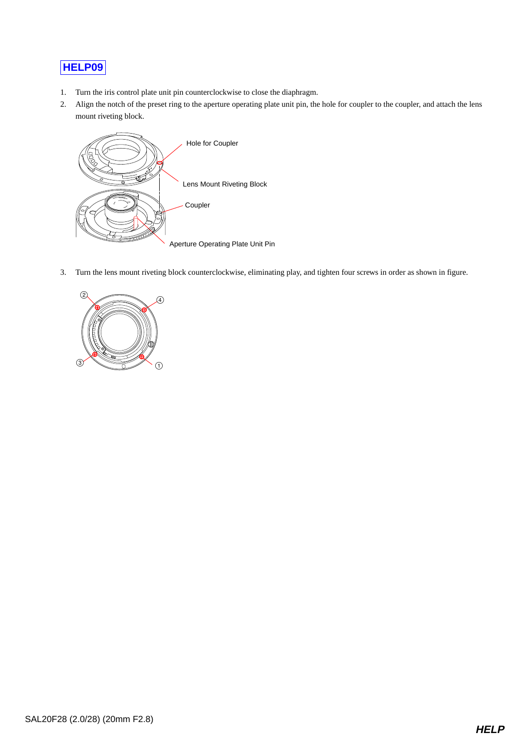## HELP09

1. Turn the iris control plate unit pin counterclockwise to close the diaphragm.
2. Align the notch of the preset ring to the aperture operating plate unit pin, the hole for coupler to the coupler, and attach the lens mount riveting block.

Hole for Coupler

Lens Mount Riveting Block

Coupler

Aperture Operating Plate Unit Pin

3. Turn the lens mount riveting block counterclockwise, eliminating play, and tighten four screws in order as shown in figure.

②
④
③
①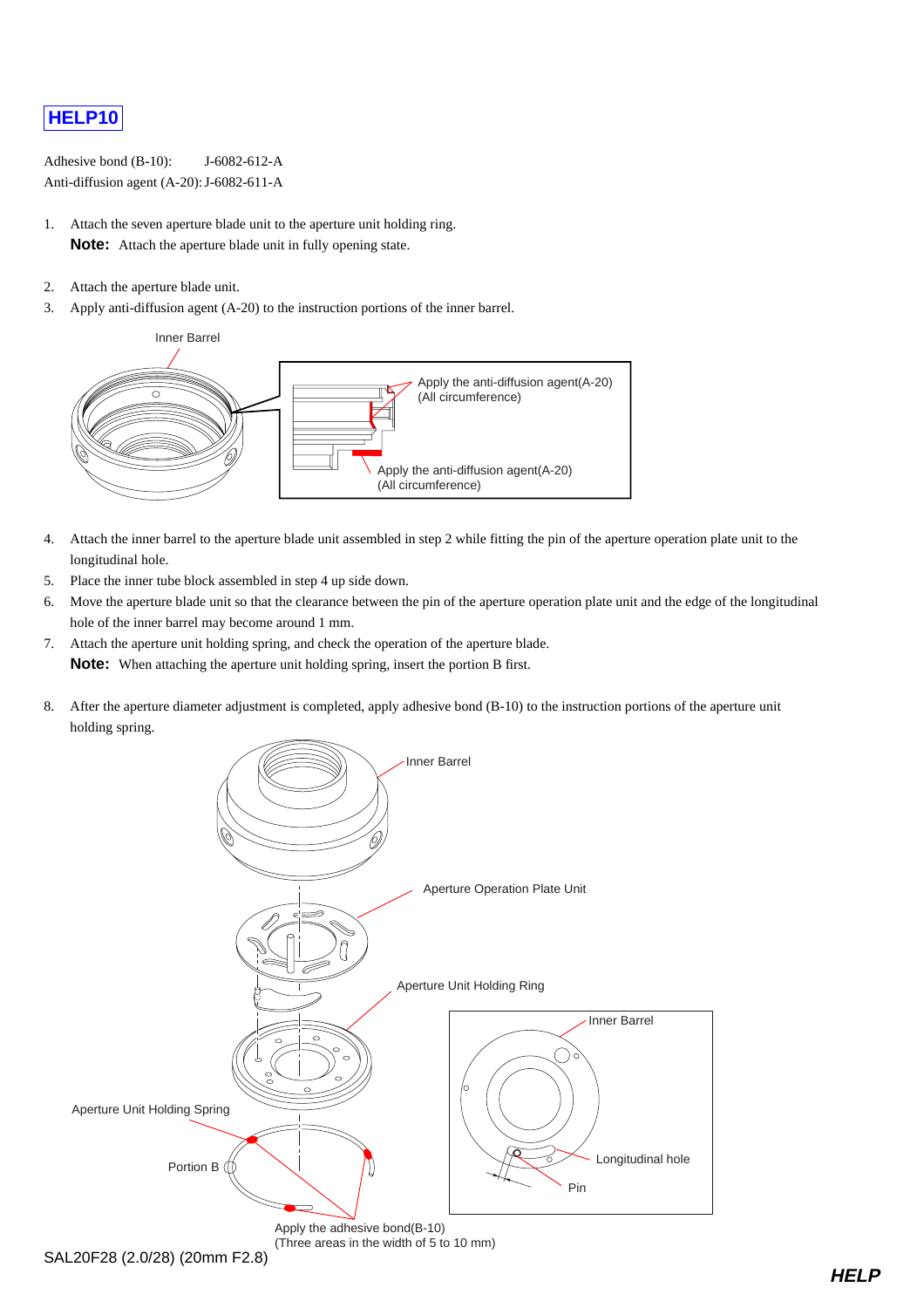# HELP10

Adhesive bond (B-10): J-6082-612-A
Anti-diffusion agent (A-20): J-6082-611-A

1. Attach the seven aperture blade unit to the aperture unit holding ring.
   **Note:** Attach the aperture blade unit in fully opening state.
2. Attach the aperture blade unit.
3. Apply anti-diffusion agent (A-20) to the instruction portions of the inner barrel.

Inner Barrel

Apply the anti-diffusion agent(A-20)
(All circumference)

Apply the anti-diffusion agent(A-20)
(All circumference)

4. Attach the inner barrel to the aperture blade unit assembled in step 2 while fitting the pin of the aperture operation plate unit to the longitudinal hole.
5. Place the inner tube block assembled in step 4 up side down.
6. Move the aperture blade unit so that the clearance between the pin of the aperture operation plate unit and the edge of the longitudinal hole of the inner barrel may become around 1 mm.
7. Attach the aperture unit holding spring, and check the operation of the aperture blade.
   **Note:** When attaching the aperture unit holding spring, insert the portion B first.
8. After the aperture diameter adjustment is completed, apply adhesive bond (B-10) to the instruction portions of the aperture unit holding spring.

Inner Barrel

Aperture Operation Plate Unit

Aperture Unit Holding Ring

Inner Barrel

Aperture Unit Holding Spring

Portion B

Longitudinal hole

Pin

Apply the adhesive bond(B-10)
(Three areas in the width of 5 to 10 mm)

SAL20F28 (2.0/28) (20mm F2.8)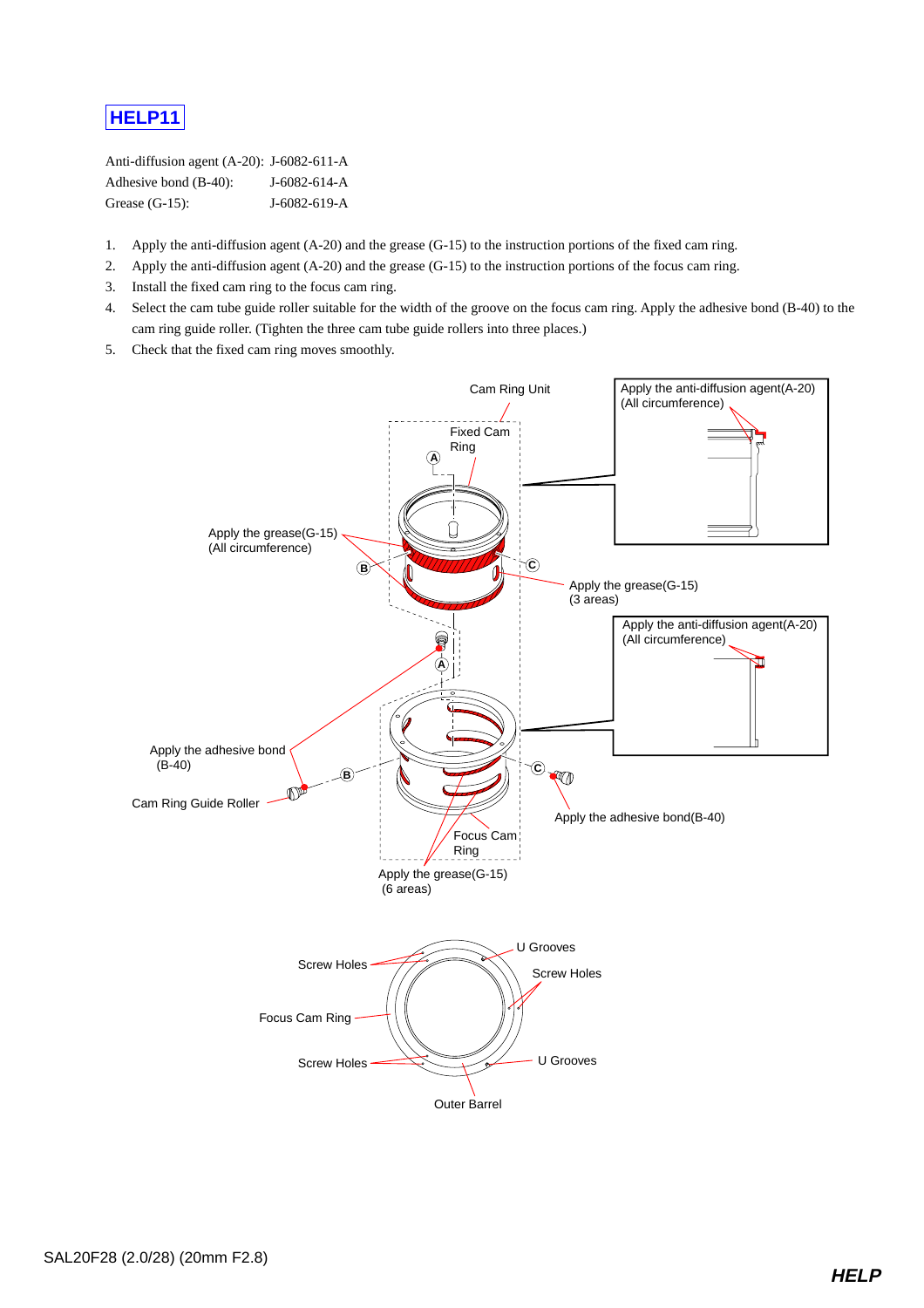# HELP11

Anti-diffusion agent (A-20): J-6082-611-A
Adhesive bond (B-40): J-6082-614-A
Grease (G-15): J-6082-619-A

1. Apply the anti-diffusion agent (A-20) and the grease (G-15) to the instruction portions of the fixed cam ring.
2. Apply the anti-diffusion agent (A-20) and the grease (G-15) to the instruction portions of the focus cam ring.
3. Install the fixed cam ring to the focus cam ring.
4. Select the cam tube guide roller suitable for the width of the groove on the focus cam ring. Apply the adhesive bond (B-40) to the cam ring guide roller. (Tighten the three cam tube guide rollers into three places.)
5. Check that the fixed cam ring moves smoothly.

Cam Ring Unit

Fixed Cam Ring

Apply the anti-diffusion agent(A-20) (All circumference)

Apply the grease(G-15) (All circumference)

Apply the grease(G-15) (3 areas)

Apply the anti-diffusion agent(A-20) (All circumference)

Apply the adhesive bond (B-40)

Cam Ring Guide Roller

Apply the adhesive bond(B-40)

Focus Cam Ring

Apply the grease(G-15) (6 areas)

Screw Holes
U Grooves
Screw Holes
Focus Cam Ring
Screw Holes
U Grooves
Outer Barrel

SAL20F28 (2.0/28) (20mm F2.8)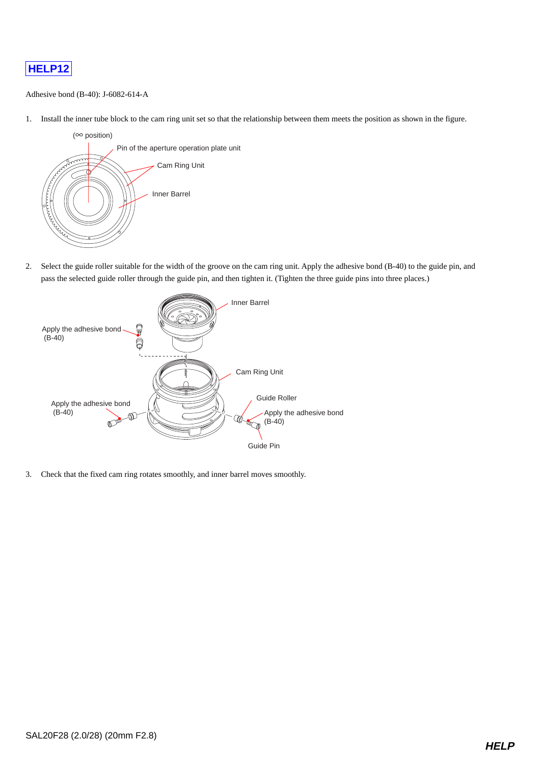# HELP12

Adhesive bond (B-40): J-6082-614-A

1. Install the inner tube block to the cam ring unit set so that the relationship between them meets the position as shown in the figure.

(∞ position)

Pin of the aperture operation plate unit

Cam Ring Unit

Inner Barrel

2. Select the guide roller suitable for the width of the groove on the cam ring unit. Apply the adhesive bond (B-40) to the guide pin, and pass the selected guide roller through the guide pin, and then tighten it. (Tighten the three guide pins into three places.)

Inner Barrel

Apply the adhesive bond (B-40)

Cam Ring Unit

Guide Roller

Apply the adhesive bond (B-40)

Apply the adhesive bond (B-40)

Guide Pin

3. Check that the fixed cam ring rotates smoothly, and inner barrel moves smoothly.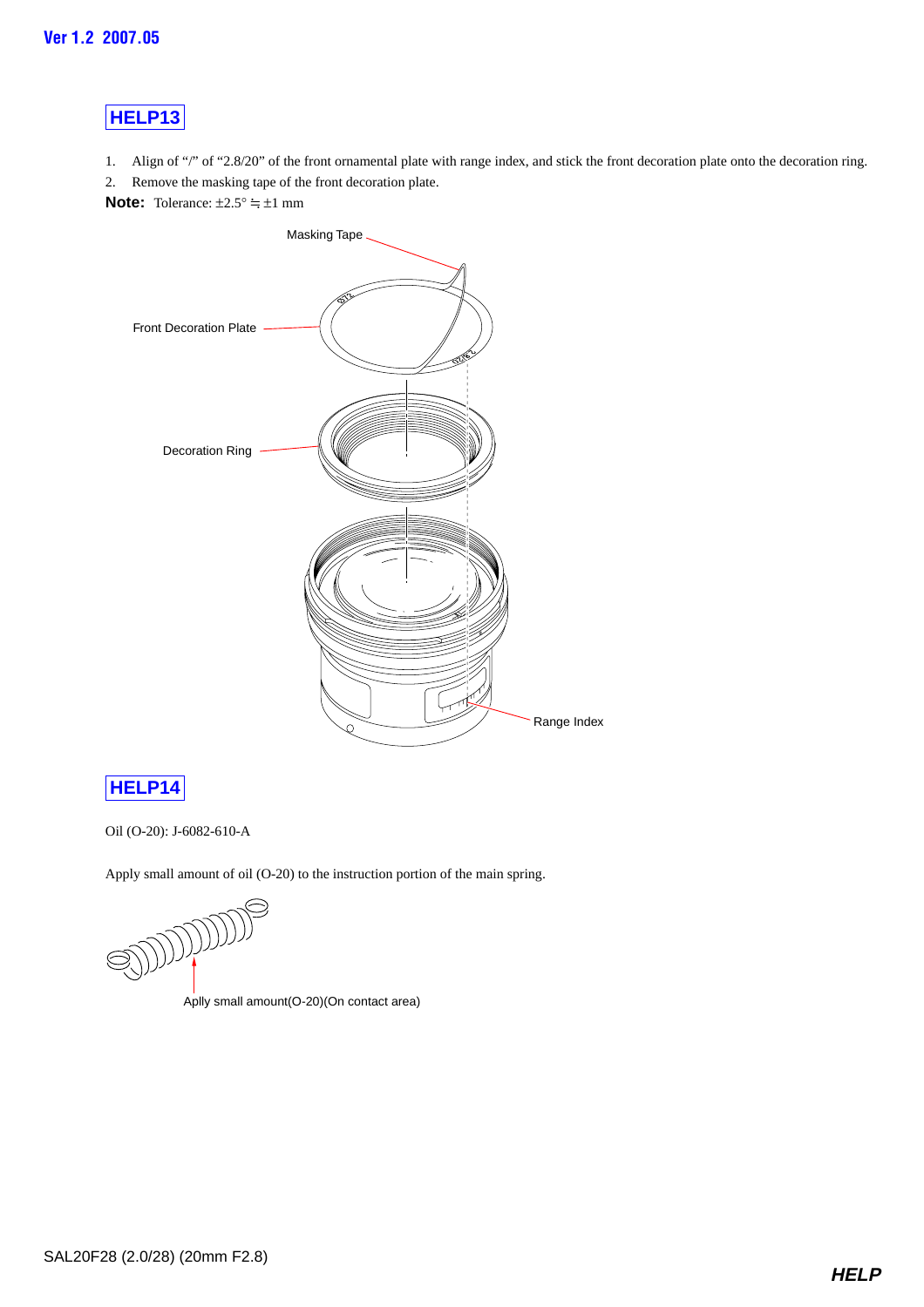## HELP13

1. Align of “/” of “2.8/20” of the front ornamental plate with range index, and stick the front decoration plate onto the decoration ring.
2. Remove the masking tape of the front decoration plate.

**Note:** Tolerance: ±2.5° ≒ ±1 mm

Masking Tape

Front Decoration Plate

Decoration Ring

Range Index

## HELP14

Oil (O-20): J-6082-610-A

Apply small amount of oil (O-20) to the instruction portion of the main spring.

Aplly small amount(O-20)(On contact area)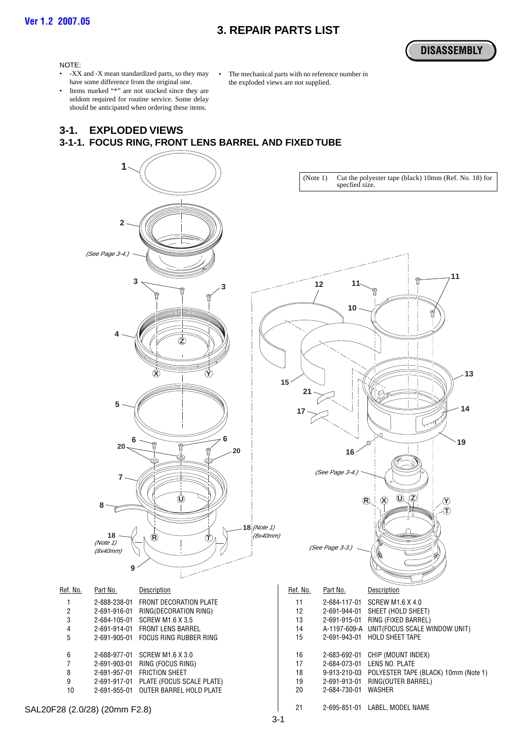# 3. REPAIR PARTS LIST

**DISASSEMBLY**

NOTE:
- -XX and -X mean standardized parts, so they may have some difference from the original one.
- Items marked "*" are not stocked since they are seldom required for routine service. Some delay should be anticipated when ordering these items.
- The mechanical parts with no reference number in the exploded views are not supplied.

## 3-1. EXPLODED VIEWS

### 3-1-1. FOCUS RING, FRONT LENS BARREL AND FIXED TUBE

(Note 1) Cut the polyester tape (black) 10mm (Ref. No. 18) for specfied size.

(See Page 3-4.)

(See Page 3-3.)

| Ref. No. | Part No. | Description |
|---|---|---|
| 1 | 2-888-238-01 | FRONT DECORATION PLATE |
| 2 | 2-691-916-01 | RING(DECORATION RING) |
| 3 | 2-684-105-01 | SCREW M1.6 X 3.5 |
| 4 | 2-691-914-01 | FRONT LENS BARREL |
| 5 | 2-691-905-01 | FOCUS RING RUBBER RING |
| 6 | 2-688-977-01 | SCREW M1.6 X 3.0 |
| 7 | 2-691-903-01 | RING (FOCUS RING) |
| 8 | 2-691-957-01 | FRICTION SHEET |
| 9 | 2-691-917-01 | PLATE (FOCUS SCALE PLATE) |
| 10 | 2-691-955-01 | OUTER BARREL HOLD PLATE |
| 11 | 2-684-117-01 | SCREW M1.6 X 4.0 |
| 12 | 2-691-944-01 | SHEET (HOLD SHEET) |
| 13 | 2-691-915-01 | RING (FIXED BARREL) |
| 14 | A-1197-609-A | UNIT(FOCUS SCALE WINDOW UNIT) |
| 15 | 2-691-943-01 | HOLD SHEET TAPE |
| 16 | 2-683-692-01 | CHIP (MOUNT INDEX) |
| 17 | 2-684-073-01 | LENS NO. PLATE |
| 18 | 9-913-210-03 | POLYESTER TAPE (BLACK) 10mm (Note 1) |
| 19 | 2-691-913-01 | RING(OUTER BARREL) |
| 20 | 2-684-730-01 | WASHER |
| 21 | 2-695-851-01 | LABEL, MODEL NAME |

SAL20F28 (2.0/28) (20mm F2.8)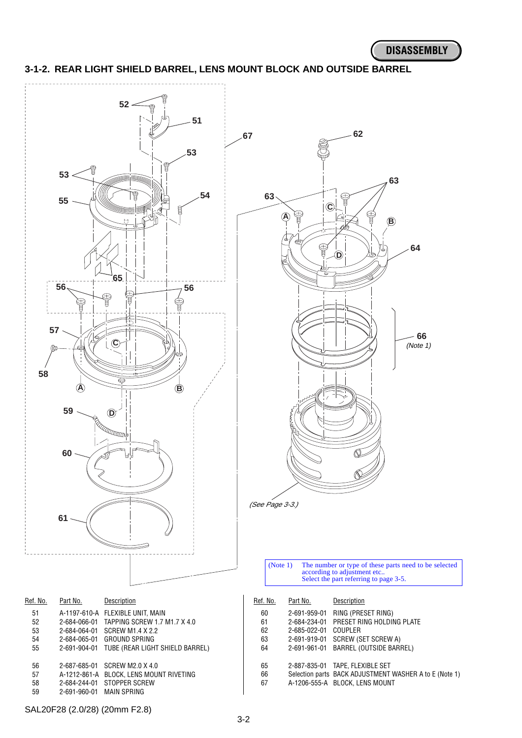## 3-1-2. REAR LIGHT SHIELD BARREL, LENS MOUNT BLOCK AND OUTSIDE BARREL

(See Page 3-3.)

(Note 1) The number or type of these parts need to be selected according to adjustment etc.. Select the part referring to page 3-5.

| Ref. No. | Part No. | Description |
|---|---|---|
| 51 | A-1197-610-A | FLEXIBLE UNIT, MAIN |
| 52 | 2-684-066-01 | TAPPING SCREW 1.7 M1.7 X 4.0 |
| 53 | 2-684-064-01 | SCREW M1.4 X 2.2 |
| 54 | 2-684-065-01 | GROUND SPRING |
| 55 | 2-691-904-01 | TUBE (REAR LIGHT SHIELD BARREL) |
| 56 | 2-687-685-01 | SCREW M2.0 X 4.0 |
| 57 | A-1212-861-A | BLOCK, LENS MOUNT RIVETING |
| 58 | 2-684-244-01 | STOPPER SCREW |
| 59 | 2-691-960-01 | MAIN SPRING |

| Ref. No. | Part No. | Description |
|---|---|---|
| 60 | 2-691-959-01 | RING (PRESET RING) |
| 61 | 2-684-234-01 | PRESET RING HOLDING PLATE |
| 62 | 2-685-022-01 | COUPLER |
| 63 | 2-691-919-01 | SCREW (SET SCREW A) |
| 64 | 2-691-961-01 | BARREL (OUTSIDE BARREL) |
| 65 | 2-887-835-01 | TAPE, FLEXIBLE SET |
| 66 | Selection parts | BACK ADJUSTMENT WASHER A to E (Note 1) |
| 67 | A-1206-555-A | BLOCK, LENS MOUNT |

SAL20F28 (2.0/28) (20mm F2.8)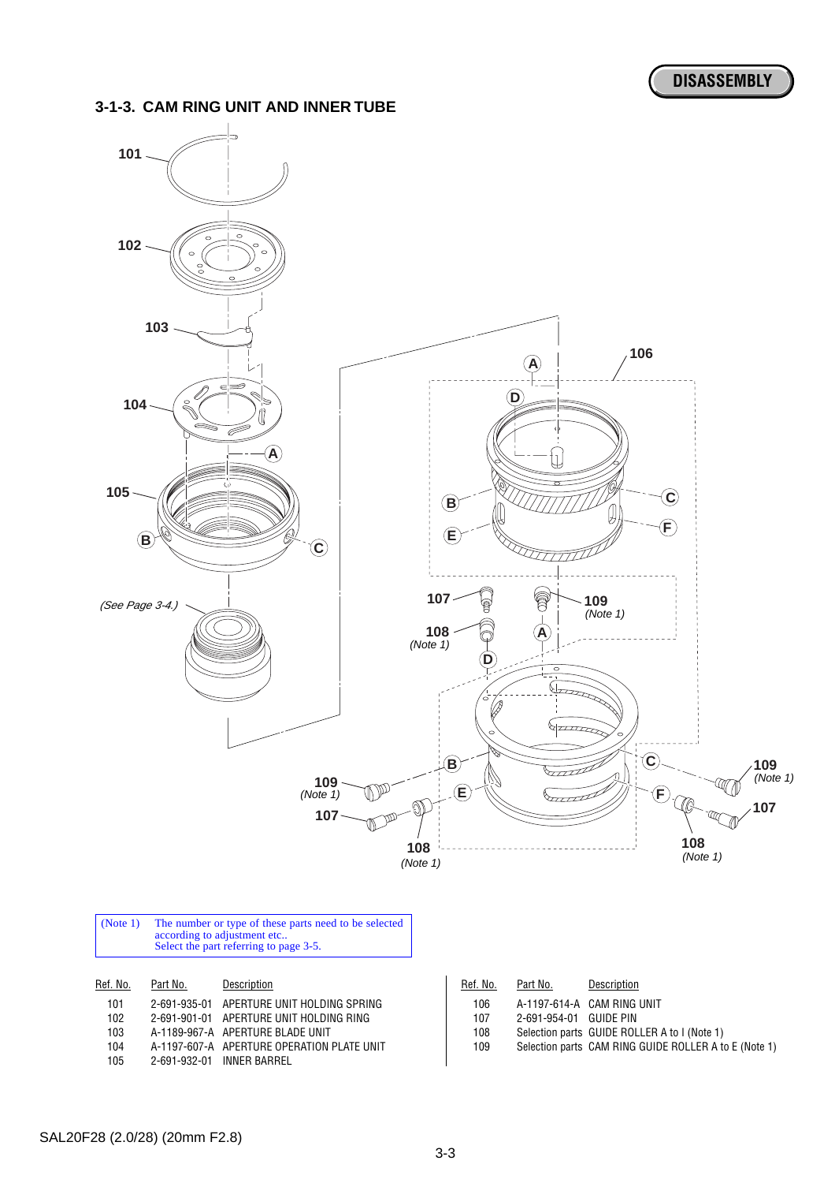### 3-1-3. CAM RING UNIT AND INNER TUBE

(Note 1) The number or type of these parts need to be selected according to adjustment etc.. Select the part referring to page 3-5.

| Ref. No. | Part No. | Description |
|---|---|---|
| 101 | 2-691-935-01 | APERTURE UNIT HOLDING SPRING |
| 102 | 2-691-901-01 | APERTURE UNIT HOLDING RING |
| 103 | A-1189-967-A | APERTURE BLADE UNIT |
| 104 | A-1197-607-A | APERTURE OPERATION PLATE UNIT |
| 105 | 2-691-932-01 | INNER BARREL |

| Ref. No. | Part No. | Description |
|---|---|---|
| 106 | A-1197-614-A | CAM RING UNIT |
| 107 | 2-691-954-01 | GUIDE PIN |
| 108 | Selection parts | GUIDE ROLLER A to I (Note 1) |
| 109 | Selection parts | CAM RING GUIDE ROLLER A to E (Note 1) |

SAL20F28 (2.0/28) (20mm F2.8)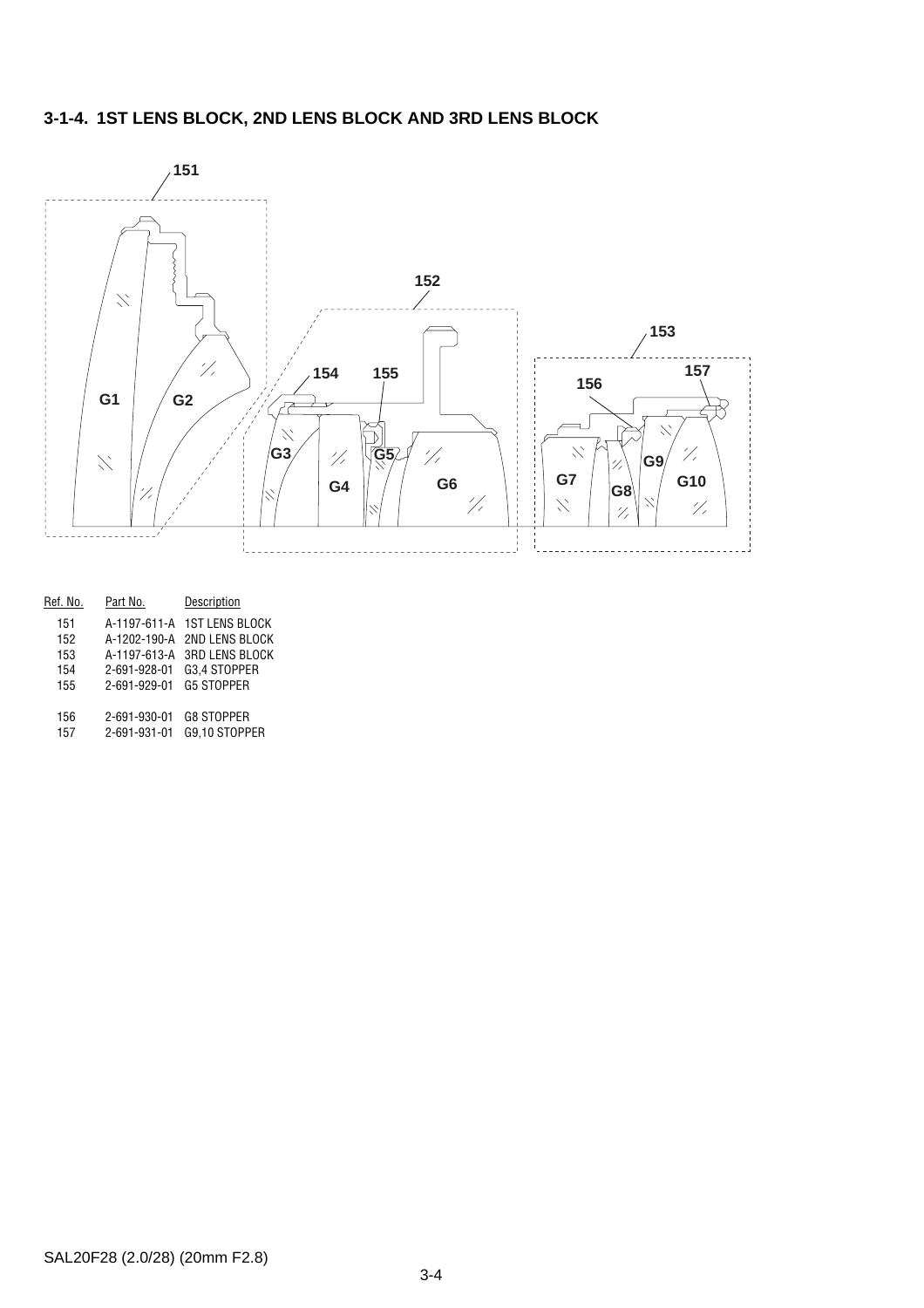## 3-1-4. 1ST LENS BLOCK, 2ND LENS BLOCK AND 3RD LENS BLOCK

| Ref. No. | Part No. | Description |
|---|---|---|
| 151 | A-1197-611-A | 1ST LENS BLOCK |
| 152 | A-1202-190-A | 2ND LENS BLOCK |
| 153 | A-1197-613-A | 3RD LENS BLOCK |
| 154 | 2-691-928-01 | G3,4 STOPPER |
| 155 | 2-691-929-01 | G5 STOPPER |
| 156 | 2-691-930-01 | G8 STOPPER |
| 157 | 2-691-931-01 | G9,10 STOPPER |

SAL20F28 (2.0/28) (20mm F2.8)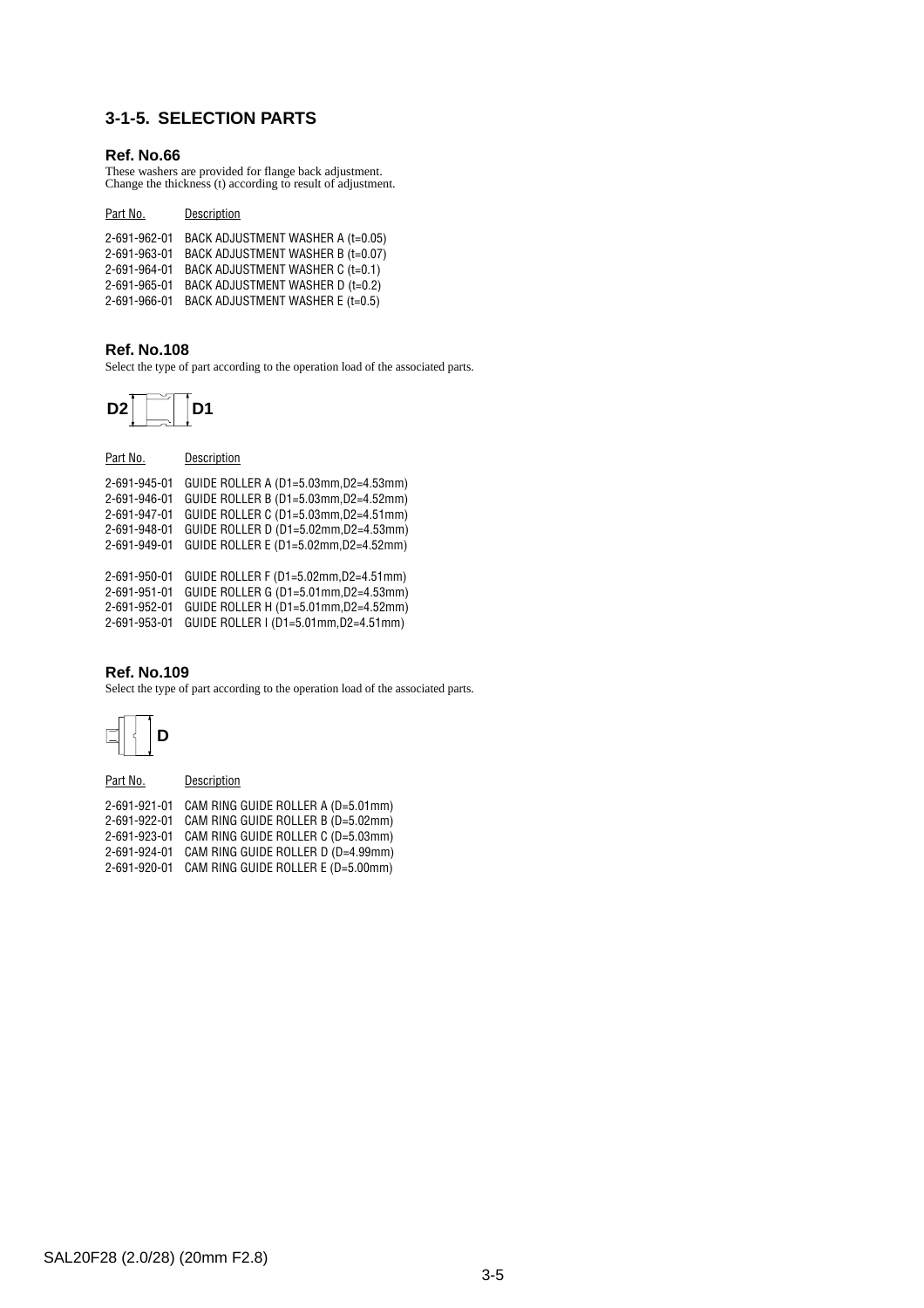## 3-1-5. SELECTION PARTS

### Ref. No.66

These washers are provided for flange back adjustment.
Change the thickness (t) according to result of adjustment.

| Part No. | Description |
|---|---|
| 2-691-962-01 | BACK ADJUSTMENT WASHER A (t=0.05) |
| 2-691-963-01 | BACK ADJUSTMENT WASHER B (t=0.07) |
| 2-691-964-01 | BACK ADJUSTMENT WASHER C (t=0.1) |
| 2-691-965-01 | BACK ADJUSTMENT WASHER D (t=0.2) |
| 2-691-966-01 | BACK ADJUSTMENT WASHER E (t=0.5) |

### Ref. No.108

Select the type of part according to the operation load of the associated parts.

D2 D1

| Part No. | Description |
|---|---|
| 2-691-945-01 | GUIDE ROLLER A (D1=5.03mm,D2=4.53mm) |
| 2-691-946-01 | GUIDE ROLLER B (D1=5.03mm,D2=4.52mm) |
| 2-691-947-01 | GUIDE ROLLER C (D1=5.03mm,D2=4.51mm) |
| 2-691-948-01 | GUIDE ROLLER D (D1=5.02mm,D2=4.53mm) |
| 2-691-949-01 | GUIDE ROLLER E (D1=5.02mm,D2=4.52mm) |
| 2-691-950-01 | GUIDE ROLLER F (D1=5.02mm,D2=4.51mm) |
| 2-691-951-01 | GUIDE ROLLER G (D1=5.01mm,D2=4.53mm) |
| 2-691-952-01 | GUIDE ROLLER H (D1=5.01mm,D2=4.52mm) |
| 2-691-953-01 | GUIDE ROLLER I (D1=5.01mm,D2=4.51mm) |

### Ref. No.109

Select the type of part according to the operation load of the associated parts.

D

| Part No. | Description |
|---|---|
| 2-691-921-01 | CAM RING GUIDE ROLLER A (D=5.01mm) |
| 2-691-922-01 | CAM RING GUIDE ROLLER B (D=5.02mm) |
| 2-691-923-01 | CAM RING GUIDE ROLLER C (D=5.03mm) |
| 2-691-924-01 | CAM RING GUIDE ROLLER D (D=4.99mm) |
| 2-691-920-01 | CAM RING GUIDE ROLLER E (D=5.00mm) |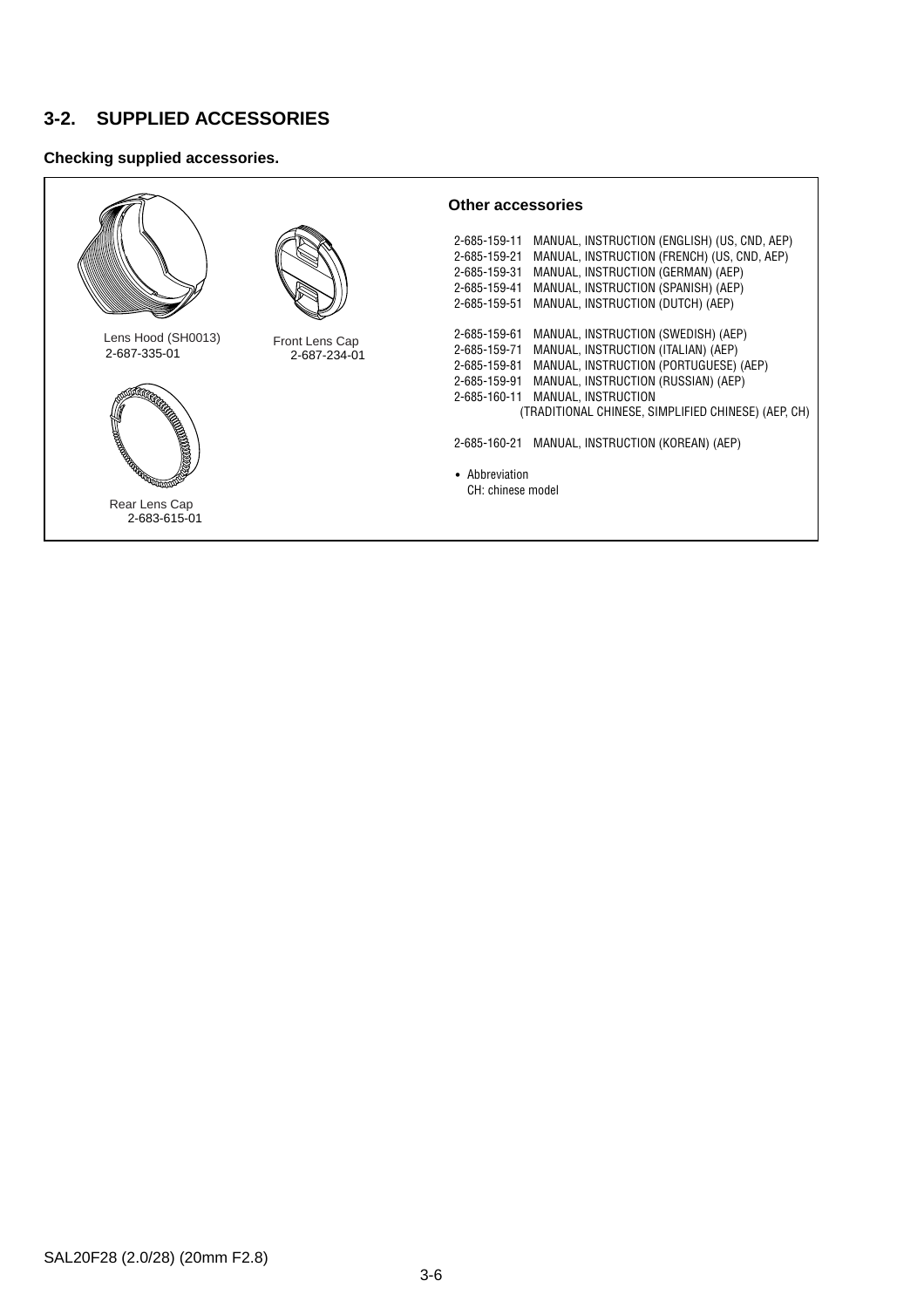## 3-2. SUPPLIED ACCESSORIES

**Checking supplied accessories.**

Lens Hood (SH0013)
2-687-335-01

Front Lens Cap
2-687-234-01

Rear Lens Cap
2-683-615-01

**Other accessories**

2-685-159-11 MANUAL, INSTRUCTION (ENGLISH) (US, CND, AEP)
2-685-159-21 MANUAL, INSTRUCTION (FRENCH) (US, CND, AEP)
2-685-159-31 MANUAL, INSTRUCTION (GERMAN) (AEP)
2-685-159-41 MANUAL, INSTRUCTION (SPANISH) (AEP)
2-685-159-51 MANUAL, INSTRUCTION (DUTCH) (AEP)

2-685-159-61 MANUAL, INSTRUCTION (SWEDISH) (AEP)
2-685-159-71 MANUAL, INSTRUCTION (ITALIAN) (AEP)
2-685-159-81 MANUAL, INSTRUCTION (PORTUGUESE) (AEP)
2-685-159-91 MANUAL, INSTRUCTION (RUSSIAN) (AEP)
2-685-160-11 MANUAL, INSTRUCTION
(TRADITIONAL CHINESE, SIMPLIFIED CHINESE) (AEP, CH)

2-685-160-21 MANUAL, INSTRUCTION (KOREAN) (AEP)

- Abbreviation
  CH: chinese model

SAL20F28 (2.0/28) (20mm F2.8)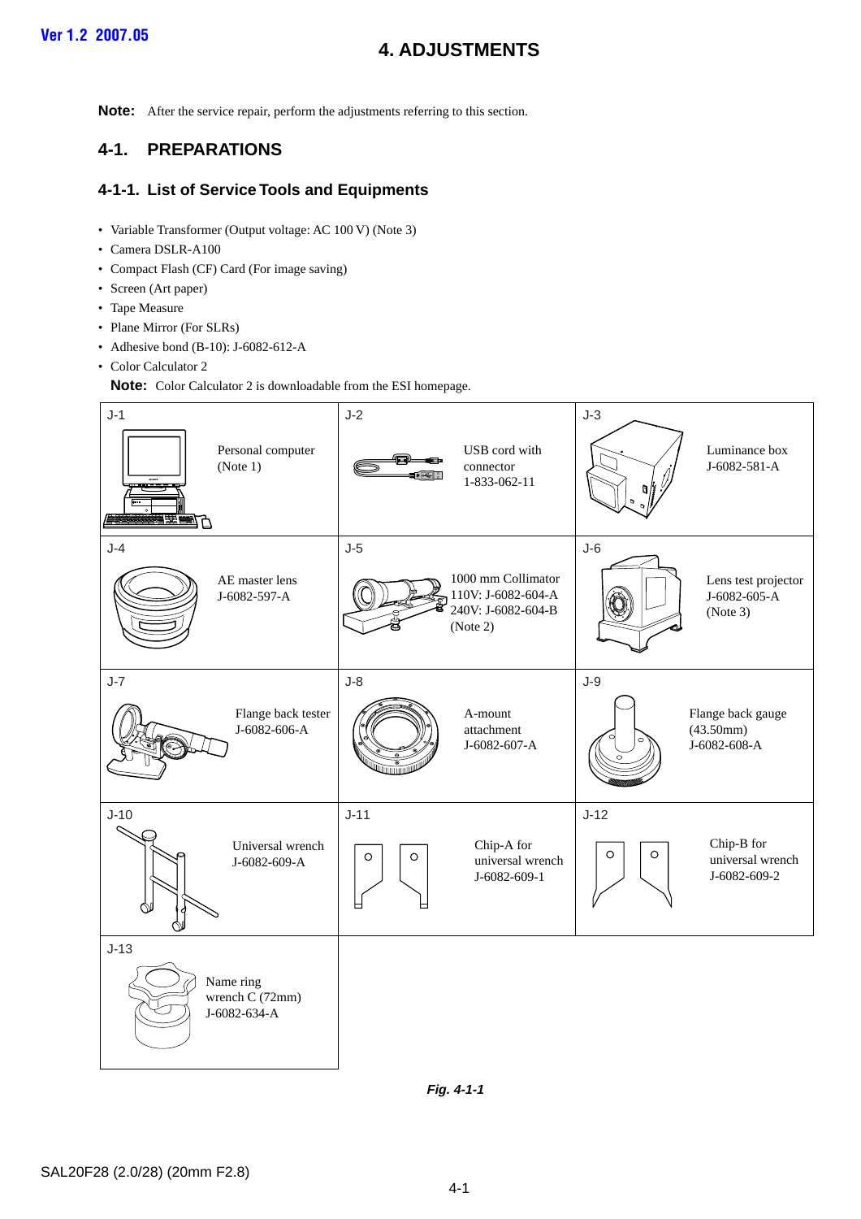# 4. ADJUSTMENTS

**Note:** After the service repair, perform the adjustments referring to this section.

## 4-1. PREPARATIONS

### 4-1-1. List of Service Tools and Equipments

- Variable Transformer (Output voltage: AC 100 V) (Note 3)
- Camera DSLR-A100
- Compact Flash (CF) Card (For image saving)
- Screen (Art paper)
- Tape Measure
- Plane Mirror (For SLRs)
- Adhesive bond (B-10): J-6082-612-A
- Color Calculator 2

**Note:** Color Calculator 2 is downloadable from the ESI homepage.

| | | |
|---|---|---|
| J-1 Personal computer (Note 1) | J-2 USB cord with connector 1-833-062-11 | J-3 Luminance box J-6082-581-A |
| J-4 AE master lens J-6082-597-A | J-5 1000 mm Collimator 110V: J-6082-604-A 240V: J-6082-604-B (Note 2) | J-6 Lens test projector J-6082-605-A (Note 3) |
| J-7 Flange back tester J-6082-606-A | J-8 A-mount attachment J-6082-607-A | J-9 Flange back gauge (43.50mm) J-6082-608-A |
| J-10 Universal wrench J-6082-609-A | J-11 Chip-A for universal wrench J-6082-609-1 | J-12 Chip-B for universal wrench J-6082-609-2 |
| J-13 Name ring wrench C (72mm) J-6082-634-A | | |

*Fig. 4-1-1*

SAL20F28 (2.0/28) (20mm F2.8)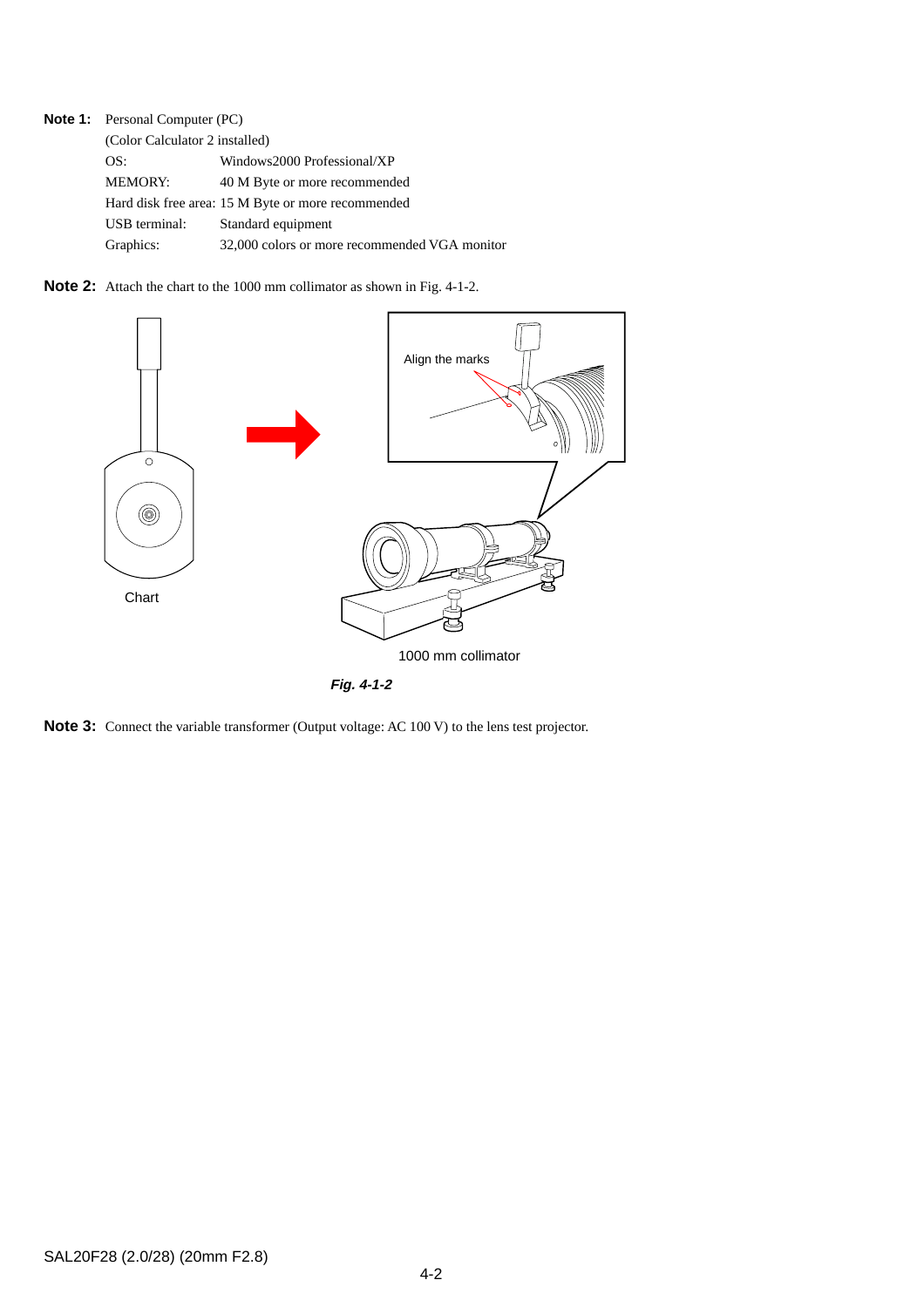**Note 1:** Personal Computer (PC)
(Color Calculator 2 installed)

| | |
|---|---|
| OS: | Windows2000 Professional/XP |
| MEMORY: | 40 M Byte or more recommended |
| Hard disk free area: | 15 M Byte or more recommended |
| USB terminal: | Standard equipment |
| Graphics: | 32,000 colors or more recommended VGA monitor |

**Note 2:** Attach the chart to the 1000 mm collimator as shown in Fig. 4-1-2.

Chart

Align the marks

1000 mm collimator

***Fig. 4-1-2***

**Note 3:** Connect the variable transformer (Output voltage: AC 100 V) to the lens test projector.

SAL20F28 (2.0/28) (20mm F2.8)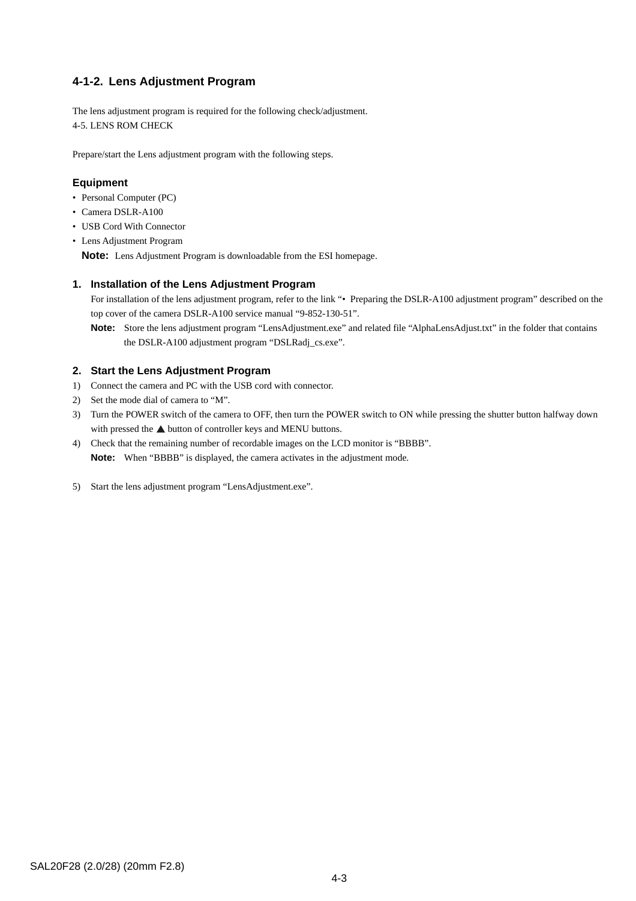### 4-1-2. Lens Adjustment Program

The lens adjustment program is required for the following check/adjustment.
4-5. LENS ROM CHECK

Prepare/start the Lens adjustment program with the following steps.

#### Equipment

- Personal Computer (PC)
- Camera DSLR-A100
- USB Cord With Connector
- Lens Adjustment Program

**Note:** Lens Adjustment Program is downloadable from the ESI homepage.

#### 1. Installation of the Lens Adjustment Program

For installation of the lens adjustment program, refer to the link "• Preparing the DSLR-A100 adjustment program" described on the top cover of the camera DSLR-A100 service manual "9-852-130-51".

**Note:** Store the lens adjustment program "LensAdjustment.exe" and related file "AlphaLensAdjust.txt" in the folder that contains the DSLR-A100 adjustment program "DSLRadj_cs.exe".

#### 2. Start the Lens Adjustment Program

1) Connect the camera and PC with the USB cord with connector.
2) Set the mode dial of camera to "M".
3) Turn the POWER switch of the camera to OFF, then turn the POWER switch to ON while pressing the shutter button halfway down with pressed the ▲ button of controller keys and MENU buttons.
4) Check that the remaining number of recordable images on the LCD monitor is "BBBB".

   **Note:** When "BBBB" is displayed, the camera activates in the adjustment mode.

5) Start the lens adjustment program "LensAdjustment.exe".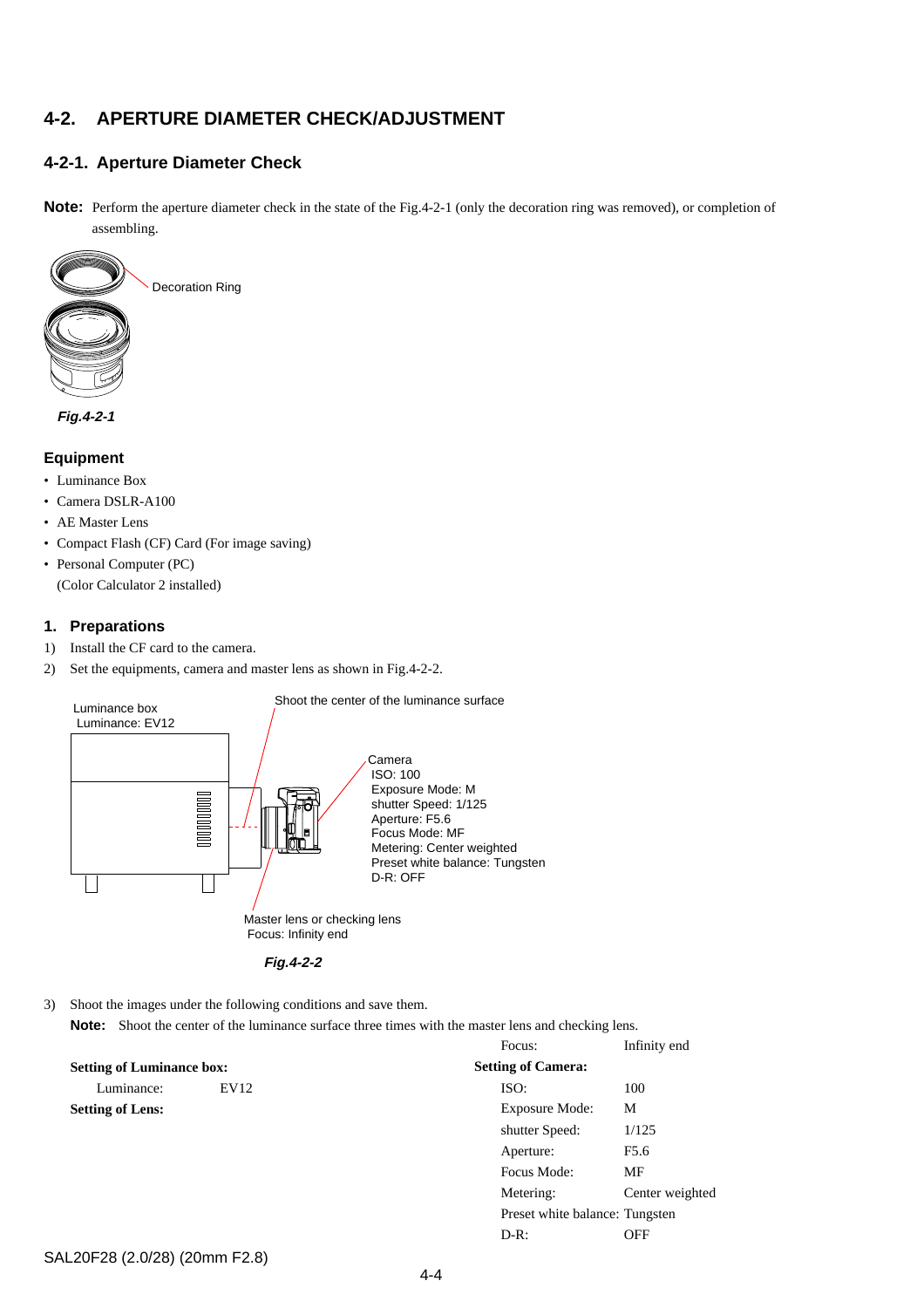## 4-2. APERTURE DIAMETER CHECK/ADJUSTMENT

### 4-2-1. Aperture Diameter Check

**Note:** Perform the aperture diameter check in the state of the Fig.4-2-1 (only the decoration ring was removed), or completion of assembling.

Decoration Ring

*Fig.4-2-1*

#### Equipment

- Luminance Box
- Camera DSLR-A100
- AE Master Lens
- Compact Flash (CF) Card (For image saving)
- Personal Computer (PC)
  (Color Calculator 2 installed)

#### 1. Preparations

1) Install the CF card to the camera.
2) Set the equipments, camera and master lens as shown in Fig.4-2-2.

Luminance box
Luminance: EV12

Shoot the center of the luminance surface

Camera
ISO: 100
Exposure Mode: M
shutter Speed: 1/125
Aperture: F5.6
Focus Mode: MF
Metering: Center weighted
Preset white balance: Tungsten
D-R: OFF

Master lens or checking lens
Focus: Infinity end

*Fig.4-2-2*

3) Shoot the images under the following conditions and save them.
   **Note:** Shoot the center of the luminance surface three times with the master lens and checking lens.

**Setting of Luminance box:**

| | |
|---|---|
| Luminance: | EV12 |

**Setting of Lens:**

| | |
|---|---|
| Focus: | Infinity end |

**Setting of Camera:**

| | |
|---|---|
| ISO: | 100 |
| Exposure Mode: | M |
| shutter Speed: | 1/125 |
| Aperture: | F5.6 |
| Focus Mode: | MF |
| Metering: | Center weighted |
| Preset white balance: | Tungsten |
| D-R: | OFF |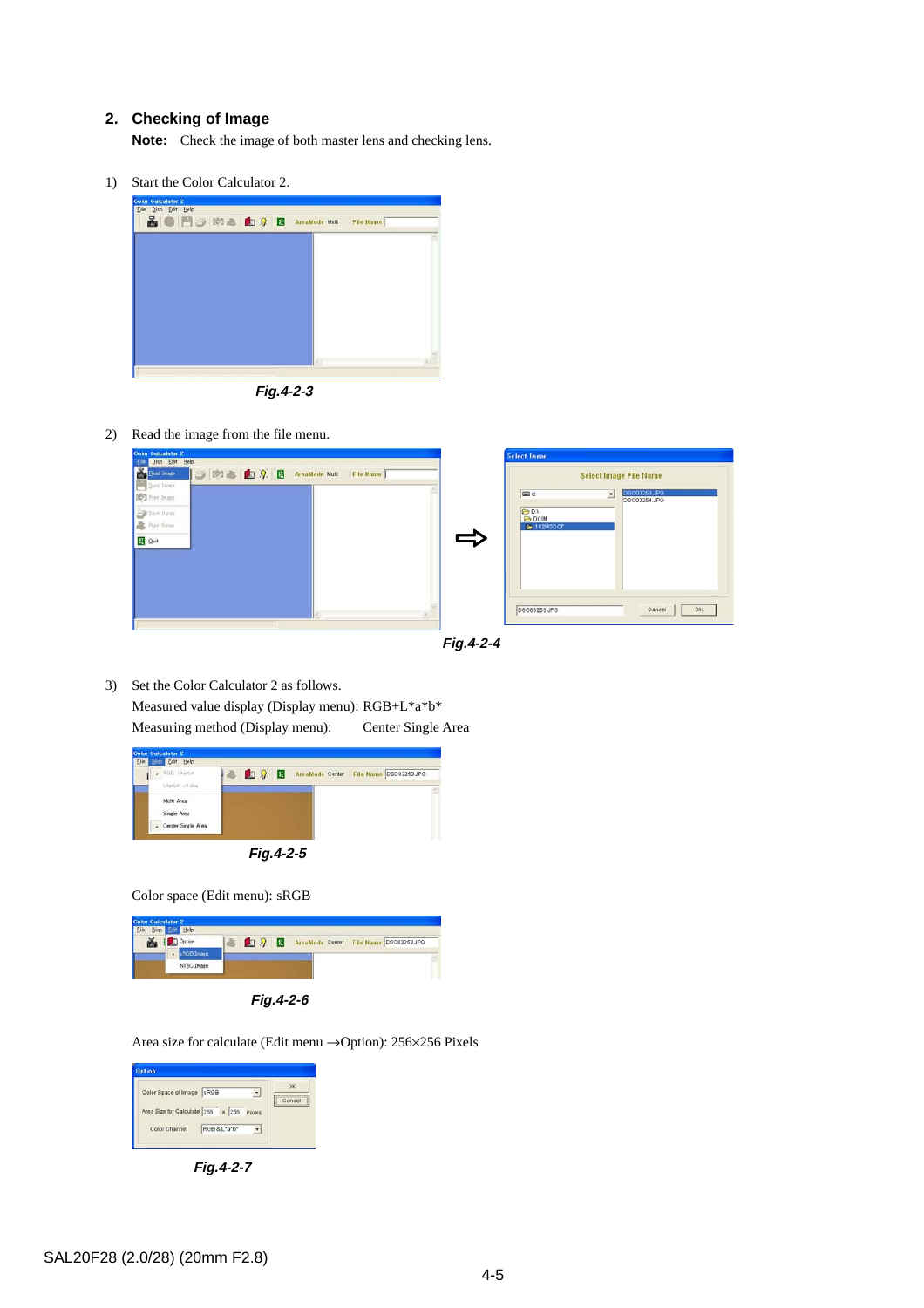## 2. Checking of Image

**Note:** Check the image of both master lens and checking lens.

1) Start the Color Calculator 2.

*Fig.4-2-3*

2) Read the image from the file menu.

*Fig.4-2-4*

3) Set the Color Calculator 2 as follows.
   Measured value display (Display menu): RGB+L*a*b*
   Measuring method (Display menu): Center Single Area

*Fig.4-2-5*

Color space (Edit menu): sRGB

*Fig.4-2-6*

Area size for calculate (Edit menu →Option): 256×256 Pixels

*Fig.4-2-7*

SAL20F28 (2.0/28) (20mm F2.8)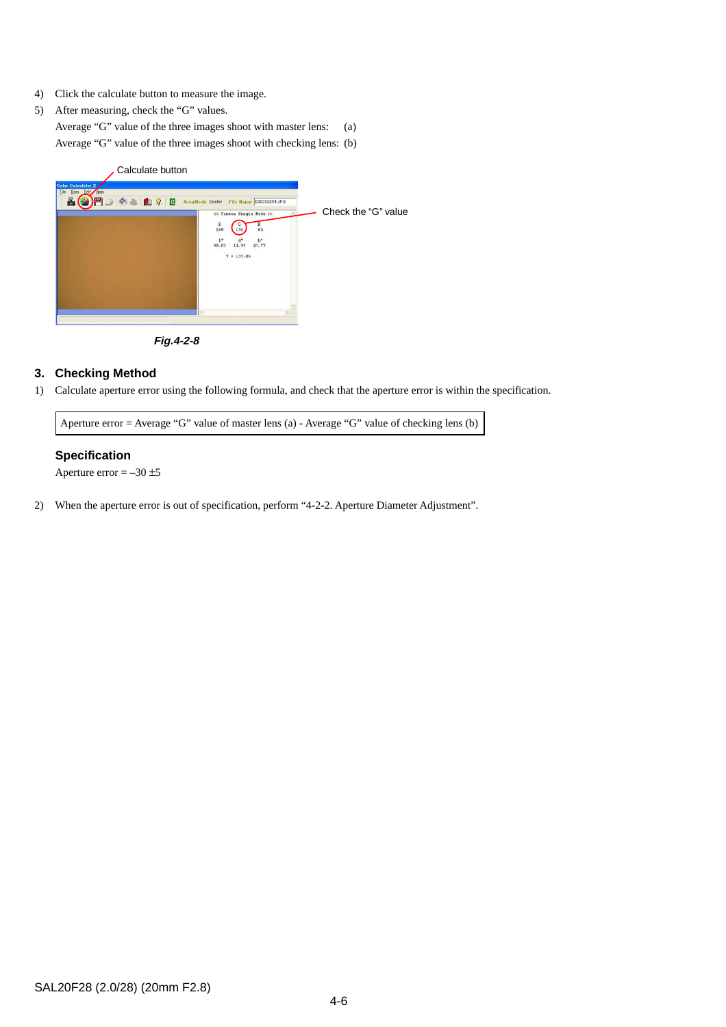4) Click the calculate button to measure the image.
5) After measuring, check the “G” values.
   Average “G” value of the three images shoot with master lens: (a)
   Average “G” value of the three images shoot with checking lens: (b)

*Fig.4-2-8*

## 3. Checking Method

1) Calculate aperture error using the following formula, and check that the aperture error is within the specification.

| Aperture error = Average “G” value of master lens (a) - Average “G” value of checking lens (b) |
|---|

### Specification

Aperture error = –30 ±5

2) When the aperture error is out of specification, perform “4-2-2. Aperture Diameter Adjustment”.

SAL20F28 (2.0/28) (20mm F2.8)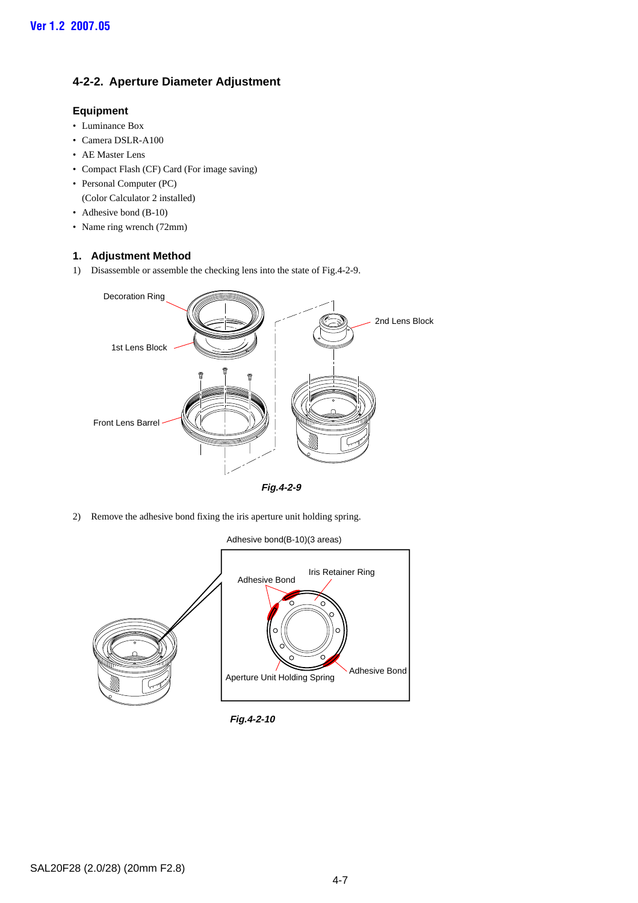## 4-2-2. Aperture Diameter Adjustment

### Equipment

- Luminance Box
- Camera DSLR-A100
- AE Master Lens
- Compact Flash (CF) Card (For image saving)
- Personal Computer (PC)
  (Color Calculator 2 installed)
- Adhesive bond (B-10)
- Name ring wrench (72mm)

### 1. Adjustment Method

1) Disassemble or assemble the checking lens into the state of Fig.4-2-9.

*Fig.4-2-9*

2) Remove the adhesive bond fixing the iris aperture unit holding spring.

*Fig.4-2-10*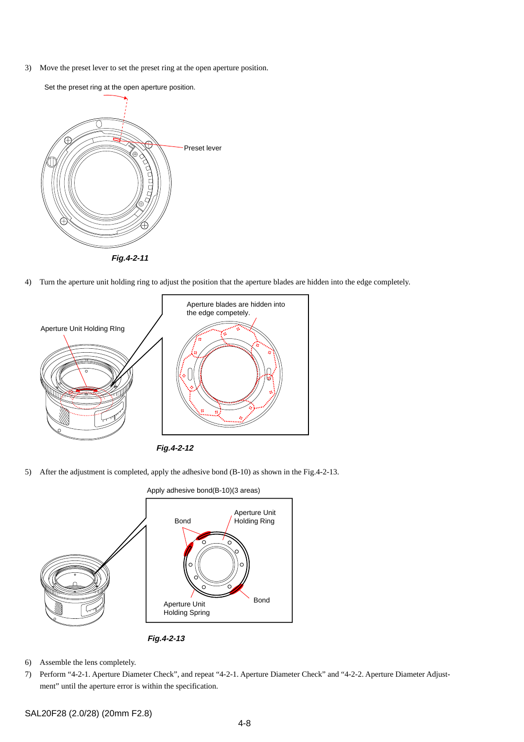3) Move the preset lever to set the preset ring at the open aperture position.

Set the preset ring at the open aperture position.

Preset lever

*Fig.4-2-11*

4) Turn the aperture unit holding ring to adjust the position that the aperture blades are hidden into the edge completely.

Aperture Unit Holding RIng

Aperture blades are hidden into the edge competely.

*Fig.4-2-12*

5) After the adjustment is completed, apply the adhesive bond (B-10) as shown in the Fig.4-2-13.

Apply adhesive bond(B-10)(3 areas)

Bond

Aperture Unit Holding Ring

Aperture Unit Holding Spring

Bond

*Fig.4-2-13*

6) Assemble the lens completely.
7) Perform "4-2-1. Aperture Diameter Check", and repeat "4-2-1. Aperture Diameter Check" and "4-2-2. Aperture Diameter Adjustment" until the aperture error is within the specification.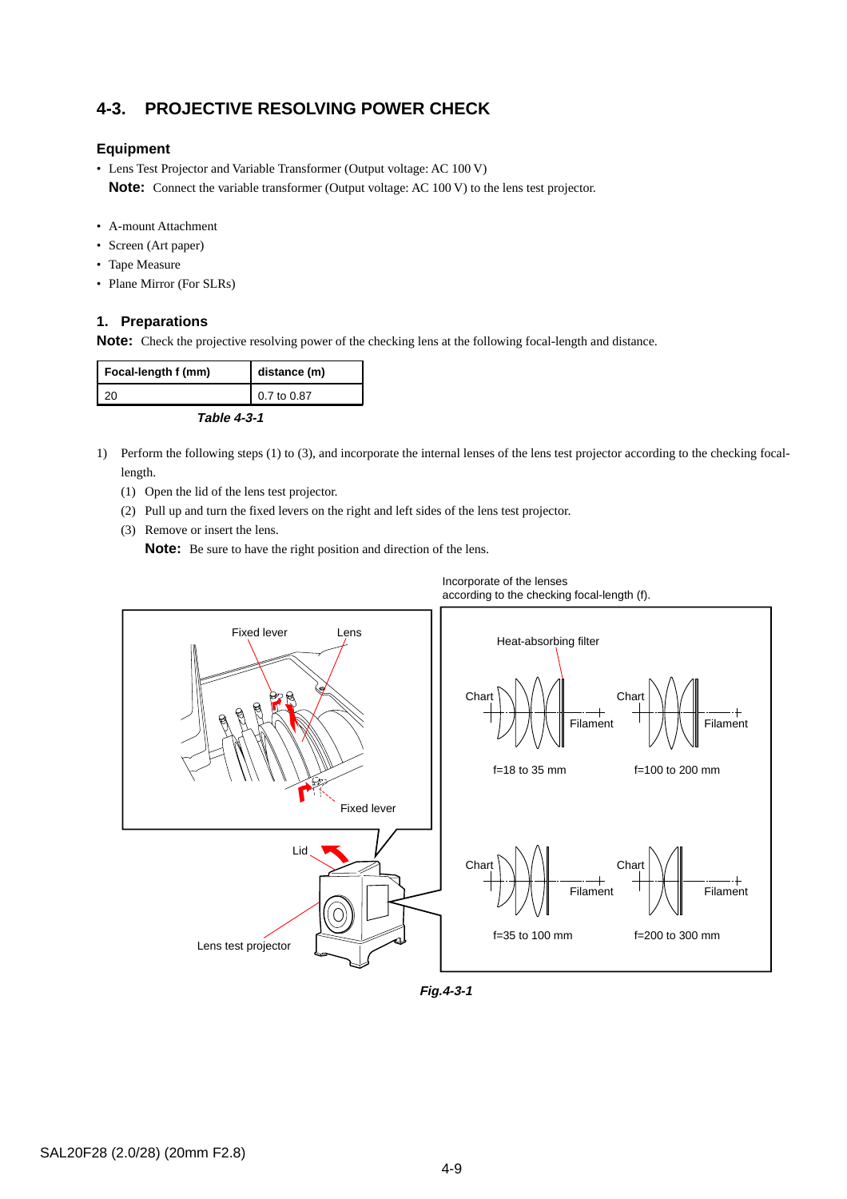## 4-3. PROJECTIVE RESOLVING POWER CHECK

### Equipment

- Lens Test Projector and Variable Transformer (Output voltage: AC 100 V)

  **Note:** Connect the variable transformer (Output voltage: AC 100 V) to the lens test projector.

- A-mount Attachment
- Screen (Art paper)
- Tape Measure
- Plane Mirror (For SLRs)

### 1. Preparations

**Note:** Check the projective resolving power of the checking lens at the following focal-length and distance.

| Focal-length f (mm) | distance (m) |
|---|---|
| 20 | 0.7 to 0.87 |

*Table 4-3-1*

1) Perform the following steps (1) to (3), and incorporate the internal lenses of the lens test projector according to the checking focal-length.
   (1) Open the lid of the lens test projector.
   (2) Pull up and turn the fixed levers on the right and left sides of the lens test projector.
   (3) Remove or insert the lens.
   **Note:** Be sure to have the right position and direction of the lens.

Incorporate of the lenses according to the checking focal-length (f).

Fixed lever, Lens, Fixed lever, Lid, Lens test projector

Heat-absorbing filter, Chart, Filament

f=18 to 35 mm, f=100 to 200 mm, f=35 to 100 mm, f=200 to 300 mm

*Fig.4-3-1*

SAL20F28 (2.0/28) (20mm F2.8)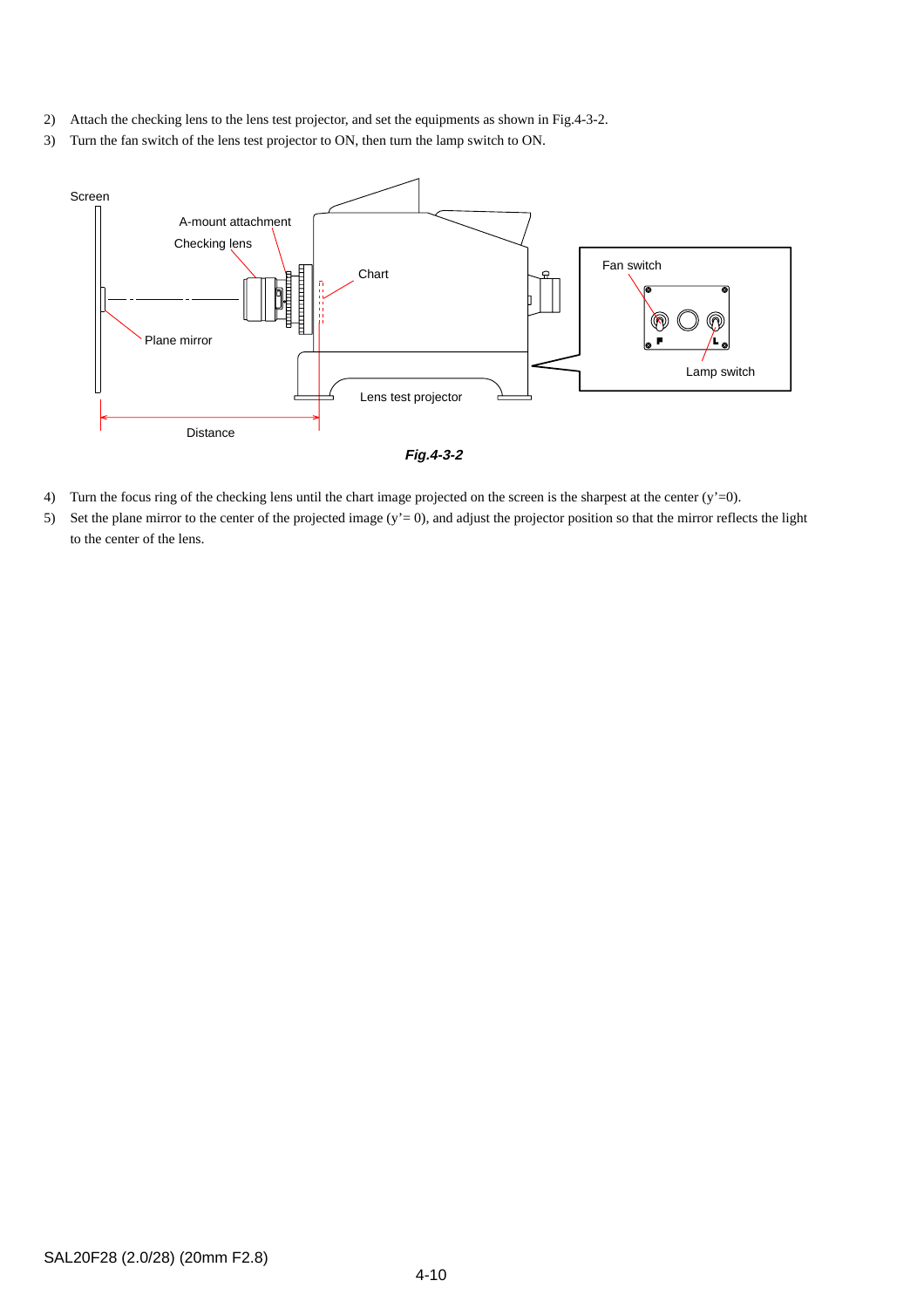2) Attach the checking lens to the lens test projector, and set the equipments as shown in Fig.4-3-2.
3) Turn the fan switch of the lens test projector to ON, then turn the lamp switch to ON.

Screen

A-mount attachment

Checking lens

Chart

Fan switch

Plane mirror

Lamp switch

Lens test projector

Distance

***Fig.4-3-2***

4) Turn the focus ring of the checking lens until the chart image projected on the screen is the sharpest at the center (y'=0).
5) Set the plane mirror to the center of the projected image (y'= 0), and adjust the projector position so that the mirror reflects the light to the center of the lens.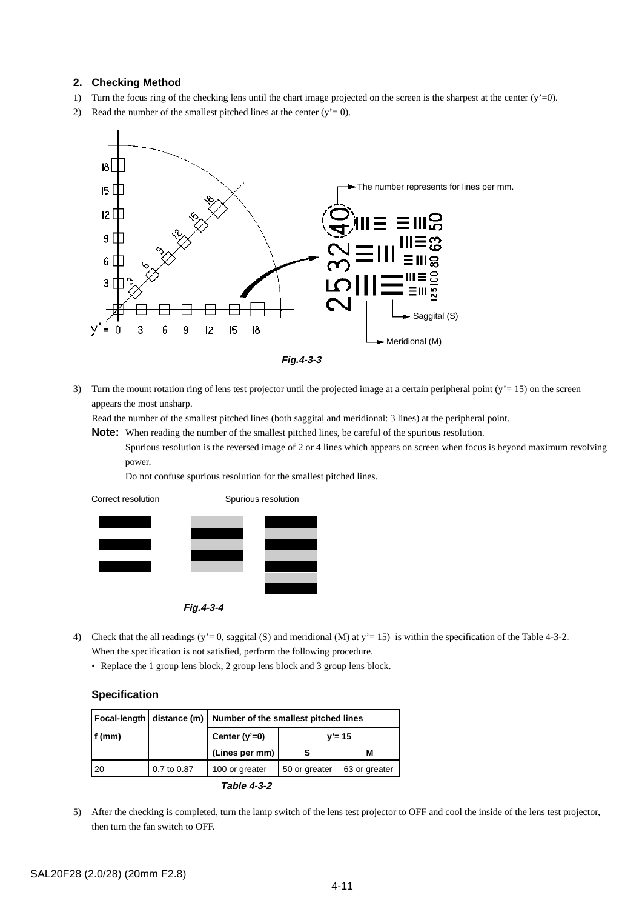## 2. Checking Method

1) Turn the focus ring of the checking lens until the chart image projected on the screen is the sharpest at the center (y'=0).
2) Read the number of the smallest pitched lines at the center (y'= 0).

The number represents for lines per mm.

Saggital (S)

Meridional (M)

*Fig.4-3-3*

3) Turn the mount rotation ring of lens test projector until the projected image at a certain peripheral point (y'= 15) on the screen appears the most unsharp.
   Read the number of the smallest pitched lines (both saggital and meridional: 3 lines) at the peripheral point.
   **Note:** When reading the number of the smallest pitched lines, be careful of the spurious resolution.
   Spurious resolution is the reversed image of 2 or 4 lines which appears on screen when focus is beyond maximum revolving power.
   Do not confuse spurious resolution for the smallest pitched lines.

Correct resolution    Spurious resolution

*Fig.4-3-4*

4) Check that the all readings (y'= 0, saggital (S) and meridional (M) at y'= 15) is within the specification of the Table 4-3-2.
   When the specification is not satisfied, perform the following procedure.
   - Replace the 1 group lens block, 2 group lens block and 3 group lens block.

### Specification

| Focal-length f (mm) | distance (m) | Number of the smallest pitched lines | | |
|---|---|---|---|---|
| | | Center (y'=0) (Lines per mm) | y'= 15 | |
| | | | S | M |
| 20 | 0.7 to 0.87 | 100 or greater | 50 or greater | 63 or greater |

*Table 4-3-2*

5) After the checking is completed, turn the lamp switch of the lens test projector to OFF and cool the inside of the lens test projector, then turn the fan switch to OFF.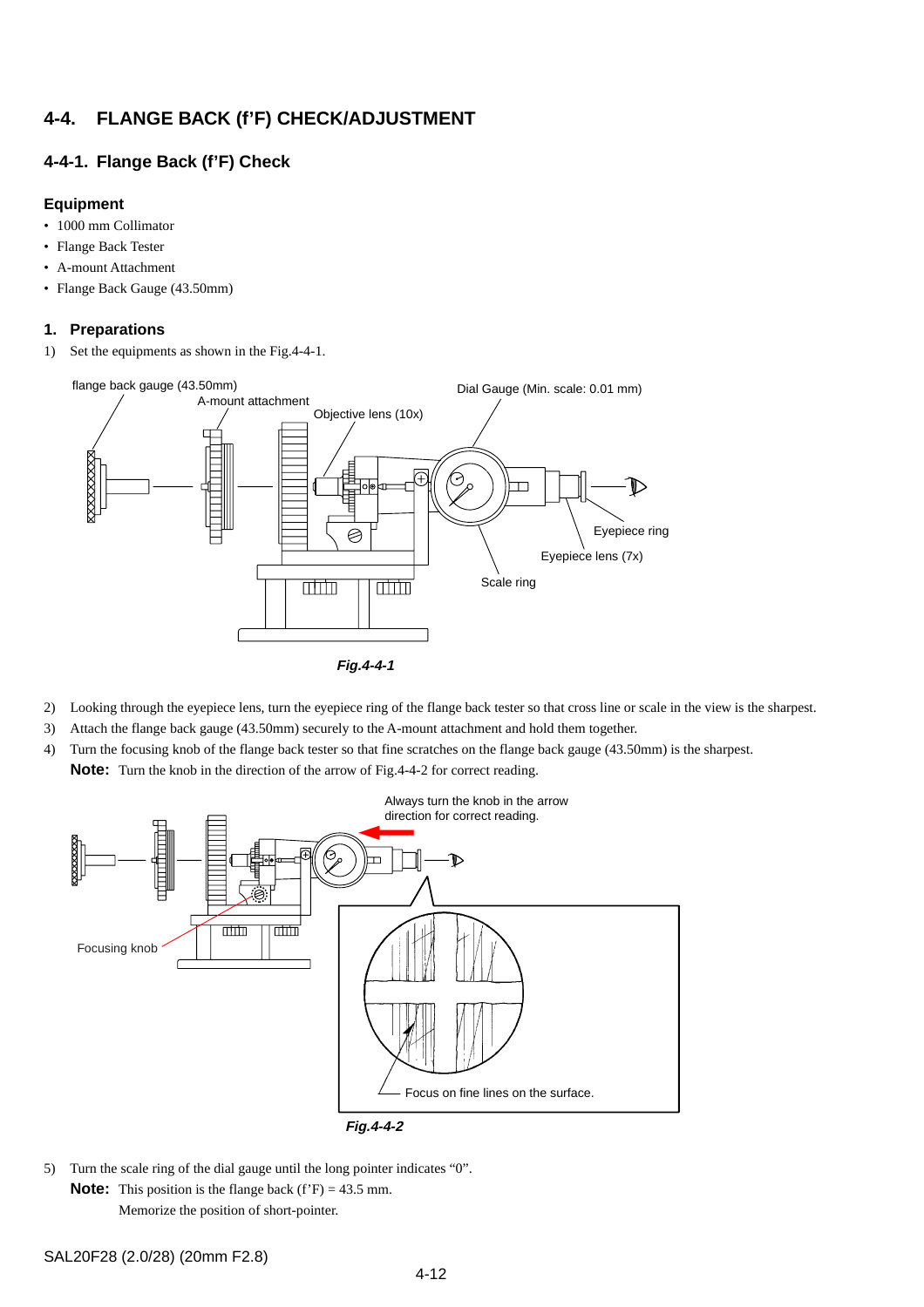## 4-4. FLANGE BACK (f'F) CHECK/ADJUSTMENT

### 4-4-1. Flange Back (f'F) Check

#### Equipment

- 1000 mm Collimator
- Flange Back Tester
- A-mount Attachment
- Flange Back Gauge (43.50mm)

#### 1. Preparations

1) Set the equipments as shown in the Fig.4-4-1.

***Fig.4-4-1***

2) Looking through the eyepiece lens, turn the eyepiece ring of the flange back tester so that cross line or scale in the view is the sharpest.
3) Attach the flange back gauge (43.50mm) securely to the A-mount attachment and hold them together.
4) Turn the focusing knob of the flange back tester so that fine scratches on the flange back gauge (43.50mm) is the sharpest.

**Note:** Turn the knob in the direction of the arrow of Fig.4-4-2 for correct reading.

***Fig.4-4-2***

5) Turn the scale ring of the dial gauge until the long pointer indicates "0".

**Note:** This position is the flange back (f'F) = 43.5 mm.
Memorize the position of short-pointer.

SAL20F28 (2.0/28) (20mm F2.8)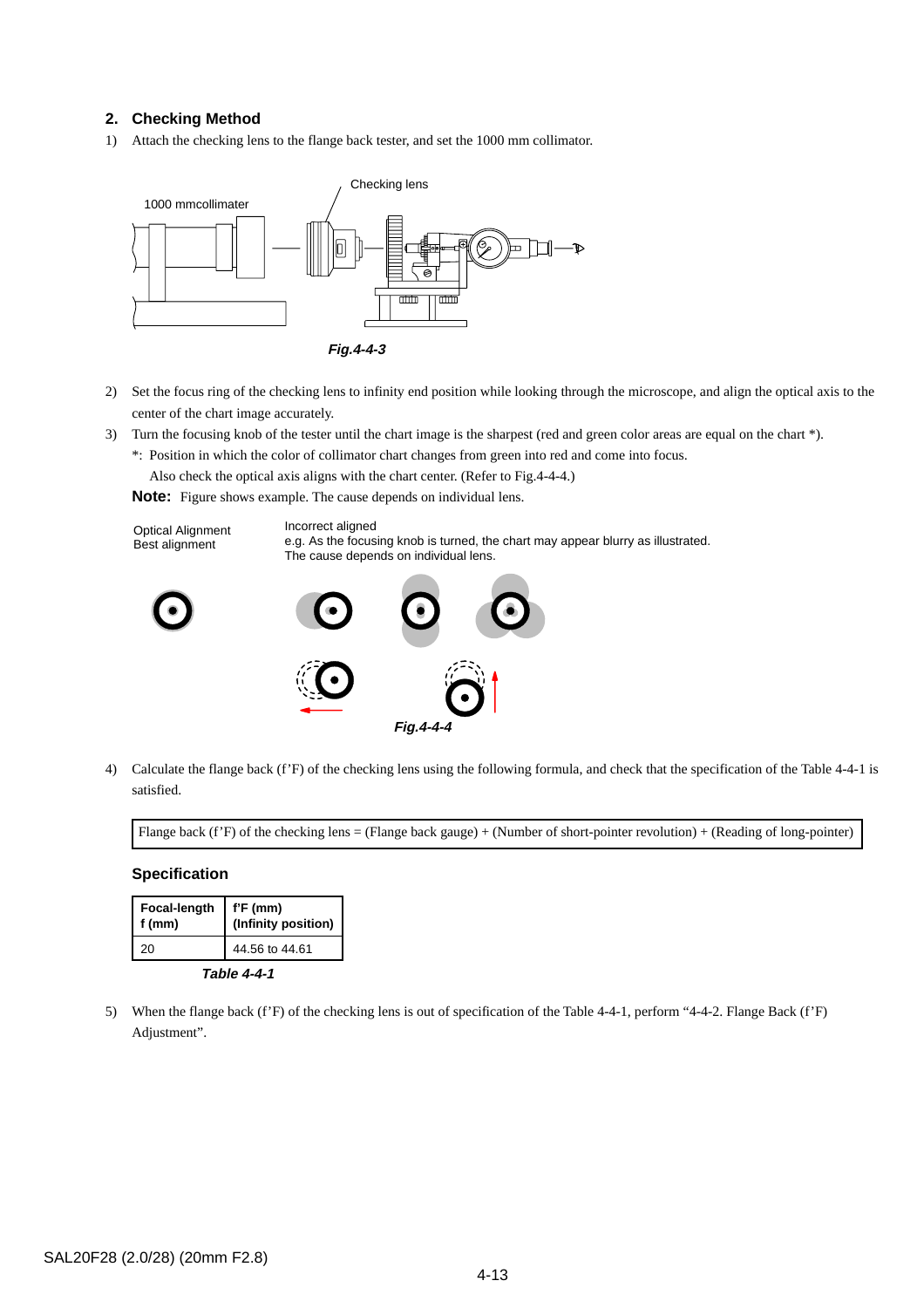## 2. Checking Method

1) Attach the checking lens to the flange back tester, and set the 1000 mm collimator.

1000 mmcollimater

Checking lens

*Fig.4-4-3*

2) Set the focus ring of the checking lens to infinity end position while looking through the microscope, and align the optical axis to the center of the chart image accurately.
3) Turn the focusing knob of the tester until the chart image is the sharpest (red and green color areas are equal on the chart *).

   *: Position in which the color of collimator chart changes from green into red and come into focus.
   
   Also check the optical axis aligns with the chart center. (Refer to Fig.4-4-4.)

   **Note:** Figure shows example. The cause depends on individual lens.

Optical Alignment
Best alignment

Incorrect aligned
e.g. As the focusing knob is turned, the chart may appear blurry as illustrated.
The cause depends on individual lens.

*Fig.4-4-4*

4) Calculate the flange back (f'F) of the checking lens using the following formula, and check that the specification of the Table 4-4-1 is satisfied.

| Flange back (f'F) of the checking lens = (Flange back gauge) + (Number of short-pointer revolution) + (Reading of long-pointer) |
|---|

### Specification

| Focal-length f (mm) | f'F (mm) (Infinity position) |
|---|---|
| 20 | 44.56 to 44.61 |

*Table 4-4-1*

5) When the flange back (f'F) of the checking lens is out of specification of the Table 4-4-1, perform "4-4-2. Flange Back (f'F) Adjustment".

SAL20F28 (2.0/28) (20mm F2.8)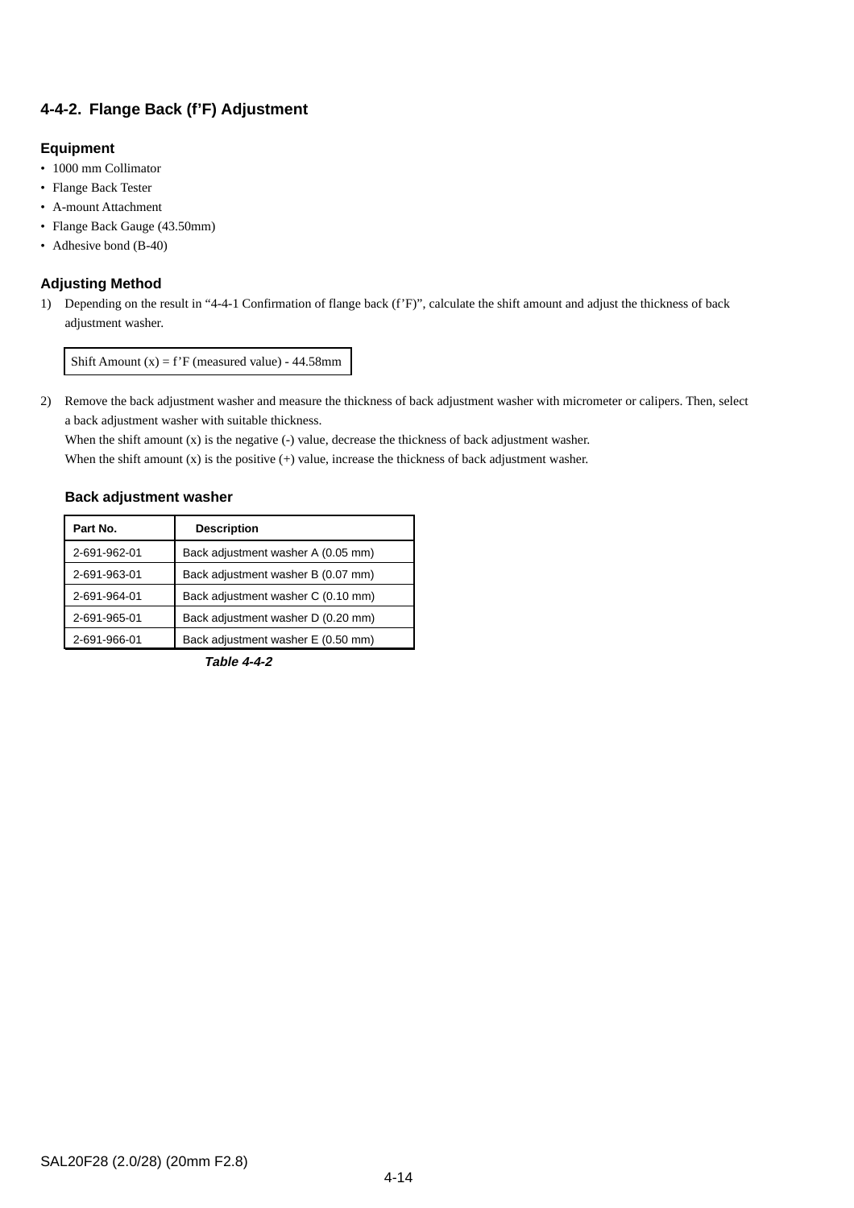### 4-4-2. Flange Back (f'F) Adjustment

**Equipment**

- 1000 mm Collimator
- Flange Back Tester
- A-mount Attachment
- Flange Back Gauge (43.50mm)
- Adhesive bond (B-40)

**Adjusting Method**

1) Depending on the result in "4-4-1 Confirmation of flange back (f'F)", calculate the shift amount and adjust the thickness of back adjustment washer.

   Shift Amount (x) = f'F (measured value) - 44.58mm

2) Remove the back adjustment washer and measure the thickness of back adjustment washer with micrometer or calipers. Then, select a back adjustment washer with suitable thickness.
   When the shift amount (x) is the negative (-) value, decrease the thickness of back adjustment washer.
   When the shift amount (x) is the positive (+) value, increase the thickness of back adjustment washer.

**Back adjustment washer**

| Part No. | Description |
|---|---|
| 2-691-962-01 | Back adjustment washer A (0.05 mm) |
| 2-691-963-01 | Back adjustment washer B (0.07 mm) |
| 2-691-964-01 | Back adjustment washer C (0.10 mm) |
| 2-691-965-01 | Back adjustment washer D (0.20 mm) |
| 2-691-966-01 | Back adjustment washer E (0.50 mm) |

***Table 4-4-2***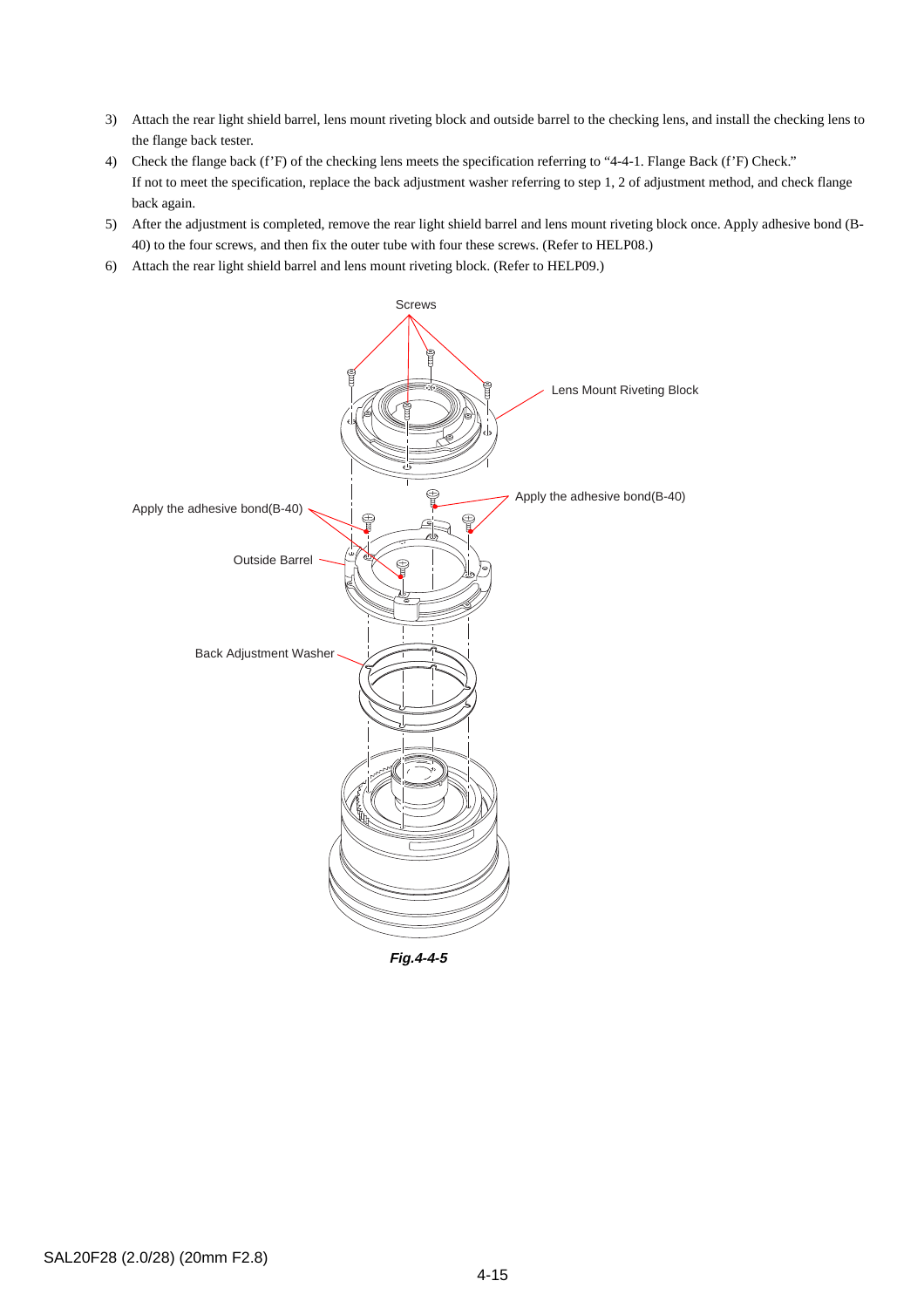3) Attach the rear light shield barrel, lens mount riveting block and outside barrel to the checking lens, and install the checking lens to the flange back tester.
4) Check the flange back (f'F) of the checking lens meets the specification referring to "4-4-1. Flange Back (f'F) Check."
   If not to meet the specification, replace the back adjustment washer referring to step 1, 2 of adjustment method, and check flange back again.
5) After the adjustment is completed, remove the rear light shield barrel and lens mount riveting block once. Apply adhesive bond (B-40) to the four screws, and then fix the outer tube with four these screws. (Refer to HELP08.)
6) Attach the rear light shield barrel and lens mount riveting block. (Refer to HELP09.)

Screws

Lens Mount Riveting Block

Apply the adhesive bond(B-40)

Apply the adhesive bond(B-40)

Outside Barrel

Back Adjustment Washer

*Fig.4-4-5*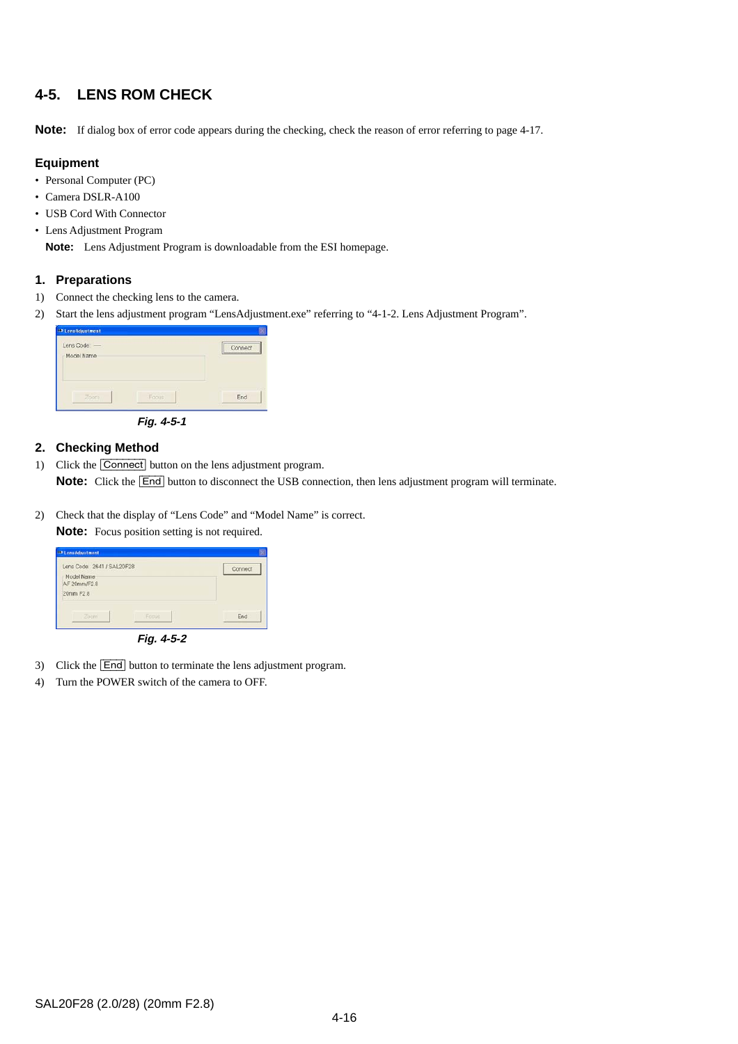## 4-5. LENS ROM CHECK

**Note:** If dialog box of error code appears during the checking, check the reason of error referring to page 4-17.

### Equipment

- Personal Computer (PC)
- Camera DSLR-A100
- USB Cord With Connector
- Lens Adjustment Program

  **Note:** Lens Adjustment Program is downloadable from the ESI homepage.

### 1. Preparations

1) Connect the checking lens to the camera.
2) Start the lens adjustment program "LensAdjustment.exe" referring to "4-1-2. Lens Adjustment Program".

*Fig. 4-5-1*

### 2. Checking Method

1) Click the Connect button on the lens adjustment program.

   **Note:** Click the End button to disconnect the USB connection, then lens adjustment program will terminate.

2) Check that the display of "Lens Code" and "Model Name" is correct.

   **Note:** Focus position setting is not required.

*Fig. 4-5-2*

3) Click the End button to terminate the lens adjustment program.
4) Turn the POWER switch of the camera to OFF.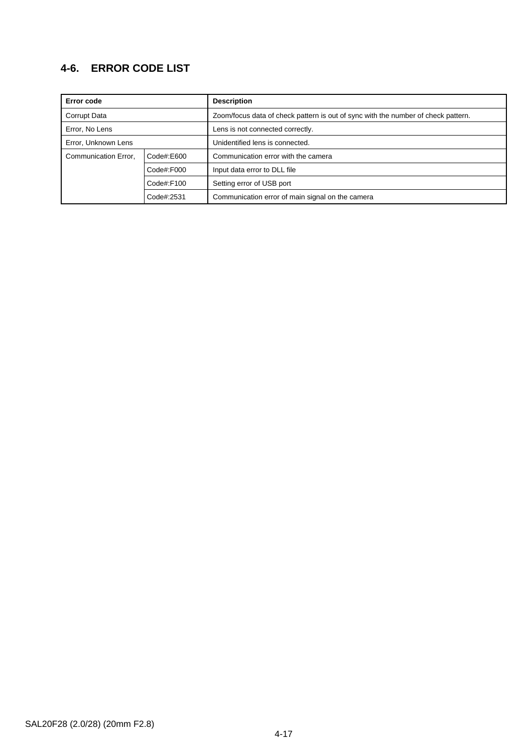## 4-6. ERROR CODE LIST

| Error code | | Description |
|---|---|---|
| Corrupt Data | | Zoom/focus data of check pattern is out of sync with the number of check pattern. |
| Error, No Lens | | Lens is not connected correctly. |
| Error, Unknown Lens | | Unidentified lens is connected. |
| Communication Error, | Code#:E600 | Communication error with the camera |
| | Code#:F000 | Input data error to DLL file |
| | Code#:F100 | Setting error of USB port |
| | Code#:2531 | Communication error of main signal on the camera |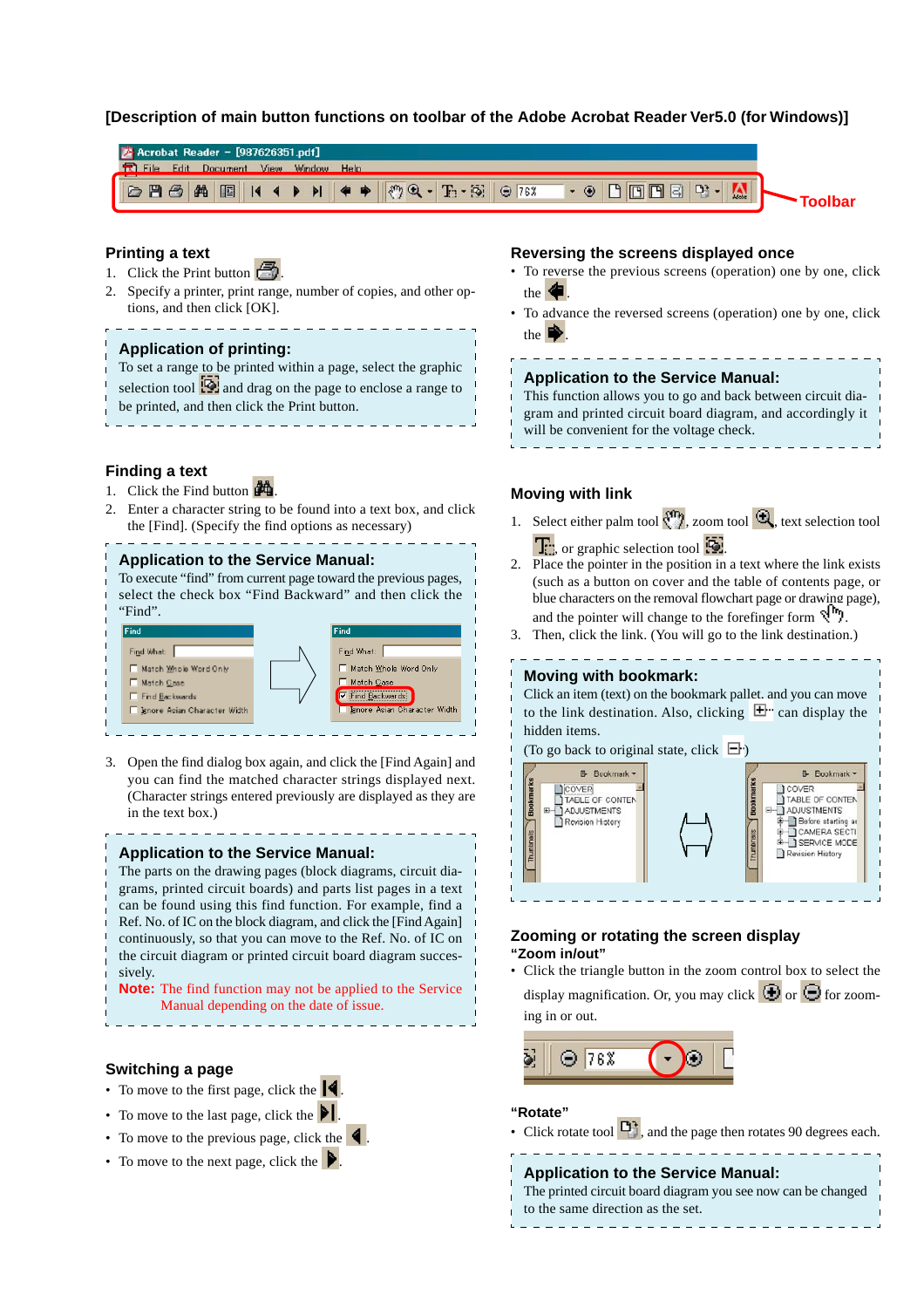# [Description of main button functions on toolbar of the Adobe Acrobat Reader Ver5.0 (for Windows)]

Toolbar

## Printing a text

1. Click the Print button .
2. Specify a printer, print range, number of copies, and other options, and then click [OK].

### Application of printing:

To set a range to be printed within a page, select the graphic selection tool and drag on the page to enclose a range to be printed, and then click the Print button.

## Finding a text

1. Click the Find button .
2. Enter a character string to be found into a text box, and click the [Find]. (Specify the find options as necessary)

### Application to the Service Manual:

To execute "find" from current page toward the previous pages, select the check box "Find Backward" and then click the "Find".

3. Open the find dialog box again, and click the [Find Again] and you can find the matched character strings displayed next. (Character strings entered previously are displayed as they are in the text box.)

### Application to the Service Manual:

The parts on the drawing pages (block diagrams, circuit diagrams, printed circuit boards) and parts list pages in a text can be found using this find function. For example, find a Ref. No. of IC on the block diagram, and click the [Find Again] continuously, so that you can move to the Ref. No. of IC on the circuit diagram or printed circuit board diagram successively.

**Note:** The find function may not be applied to the Service Manual depending on the date of issue.

## Switching a page

- To move to the first page, click the .
- To move to the last page, click the .
- To move to the previous page, click the .
- To move to the next page, click the .

## Reversing the screens displayed once

- To reverse the previous screens (operation) one by one, click the .
- To advance the reversed screens (operation) one by one, click the .

### Application to the Service Manual:

This function allows you to go and back between circuit diagram and printed circuit board diagram, and accordingly it will be convenient for the voltage check.

## Moving with link

1. Select either palm tool , zoom tool , text selection tool , or graphic selection tool .
2. Place the pointer in the position in a text where the link exists (such as a button on cover and the table of contents page, or blue characters on the removal flowchart page or drawing page), and the pointer will change to the forefinger form .
3. Then, click the link. (You will go to the link destination.)

### Moving with bookmark:

Click an item (text) on the bookmark pallet, and you can move to the link destination. Also, clicking ⊞ can display the hidden items.

(To go back to original state, click ⊟)

## Zooming or rotating the screen display

### "Zoom in/out"

- Click the triangle button in the zoom control box to select the display magnification. Or, you may click or for zooming in or out.

### "Rotate"

- Click rotate tool , and the page then rotates 90 degrees each.

### Application to the Service Manual:

The printed circuit board diagram you see now can be changed to the same direction as the set.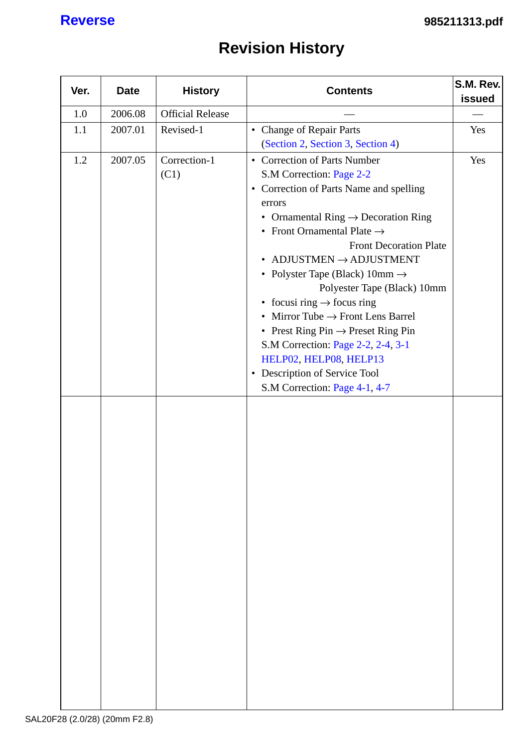Reverse

985211313.pdf

# Revision History

| Ver. | Date | History | Contents | S.M. Rev. issued |
|---|---|---|---|---|
| 1.0 | 2006.08 | Official Release | — | — |
| 1.1 | 2007.01 | Revised-1 | • Change of Repair Parts (Section 2, Section 3, Section 4) | Yes |
| 1.2 | 2007.05 | Correction-1 (C1) | • Correction of Parts Number<br>S.M Correction: Page 2-2<br>• Correction of Parts Name and spelling errors<br>• Ornamental Ring → Decoration Ring<br>• Front Ornamental Plate → Front Decoration Plate<br>• ADJUSTMEN → ADJUSTMENT<br>• Polyster Tape (Black) 10mm → Polyester Tape (Black) 10mm<br>• focusi ring → focus ring<br>• Mirror Tube → Front Lens Barrel<br>• Prest Ring Pin → Preset Ring Pin<br>S.M Correction: Page 2-2, 2-4, 3-1 HELP02, HELP08, HELP13<br>• Description of Service Tool<br>S.M Correction: Page 4-1, 4-7 | Yes |

SAL20F28 (2.0/28) (20mm F2.8)